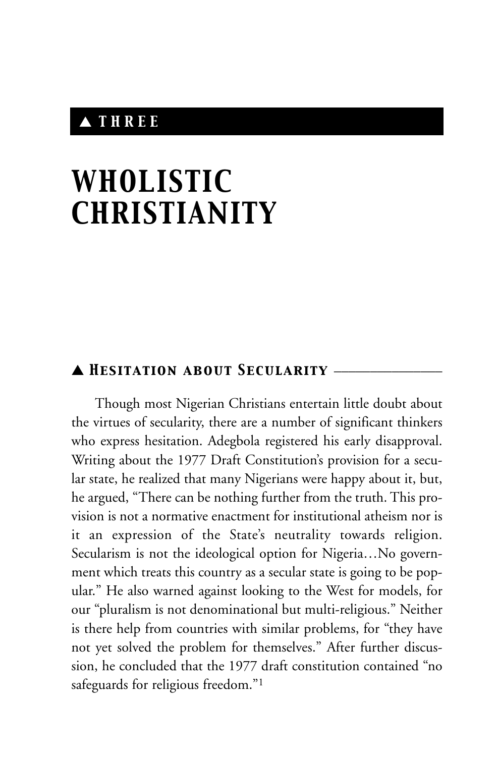# ▲ THREE

# WHOLISTIC CHRISTIANITY

## ▲ Hesitation about Secularity

Though most Nigerian Christians entertain little doubt about the virtues of secularity, there are a number of significant thinkers who express hesitation. Adegbola registered his early disapproval. Writing about the 1977 Draft Constitution's provision for a secular state, he realized that many Nigerians were happy about it, but, he argued, "There can be nothing further from the truth. This provision is not a normative enactment for institutional atheism nor is it an expression of the State's neutrality towards religion. Secularism is not the ideological option for Nigeria…No government which treats this country as a secular state is going to be popular." He also warned against looking to the West for models, for our "pluralism is not denominational but multi-religious." Neither is there help from countries with similar problems, for "they have not yet solved the problem for themselves." After further discussion, he concluded that the 1977 draft constitution contained "no safeguards for religious freedom."[1]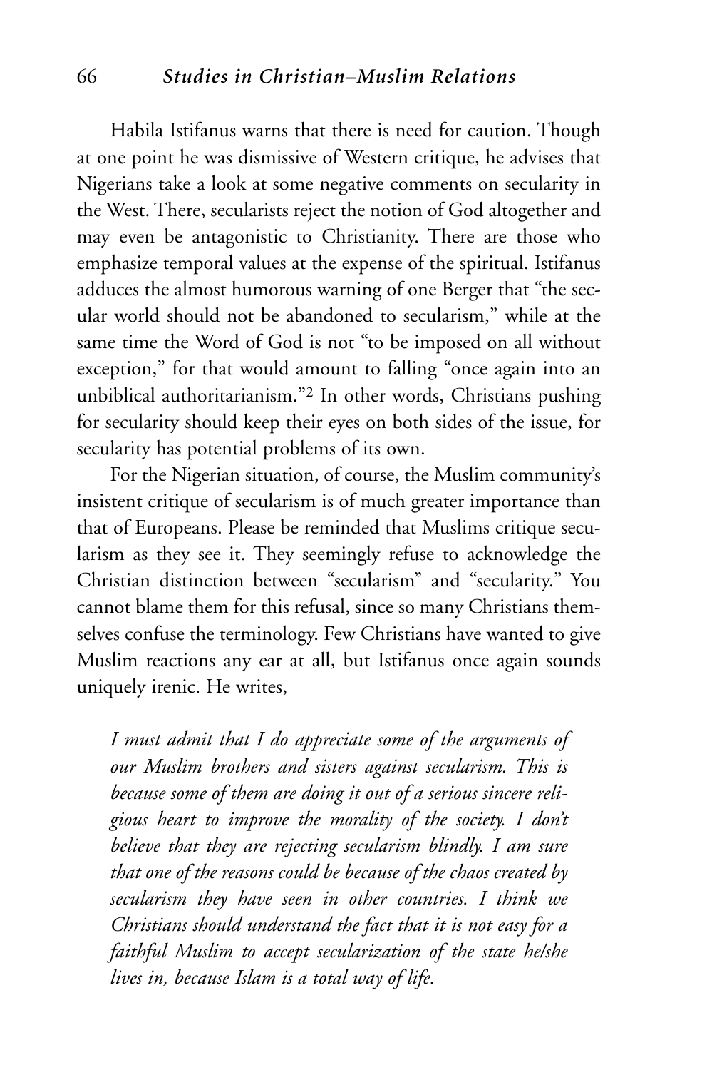Habila Istifanus warns that there is need for caution. Though at one point he was dismissive of Western critique, he advises that Nigerians take a look at some negative comments on secularity in the West. There, secularists reject the notion of God altogether and may even be antagonistic to Christianity. There are those who emphasize temporal values at the expense of the spiritual. Istifanus adduces the almost humorous warning of one Berger that "the secular world should not be abandoned to secularism," while at the same time the Word of God is not "to be imposed on all without exception," for that would amount to falling "once again into an unbiblical authoritarianism."[2] In other words, Christians pushing for secularity should keep their eyes on both sides of the issue, for secularity has potential problems of its own.

For the Nigerian situation, of course, the Muslim community's insistent critique of secularism is of much greater importance than that of Europeans. Please be reminded that Muslims critique secularism as they see it. They seemingly refuse to acknowledge the Christian distinction between "secularism" and "secularity." You cannot blame them for this refusal, since so many Christians themselves confuse the terminology. Few Christians have wanted to give Muslim reactions any ear at all, but Istifanus once again sounds uniquely irenic. He writes,

> *I must admit that I do appreciate some of the arguments of our Muslim brothers and sisters against secularism. This is because some of them are doing it out of a serious sincere religious heart to improve the morality of the society. I don't believe that they are rejecting secularism blindly. I am sure that one of the reasons could be because of the chaos created by secularism they have seen in other countries. I think we Christians should understand the fact that it is not easy for a faithful Muslim to accept secularization of the state he/she lives in, because Islam is a total way of life.*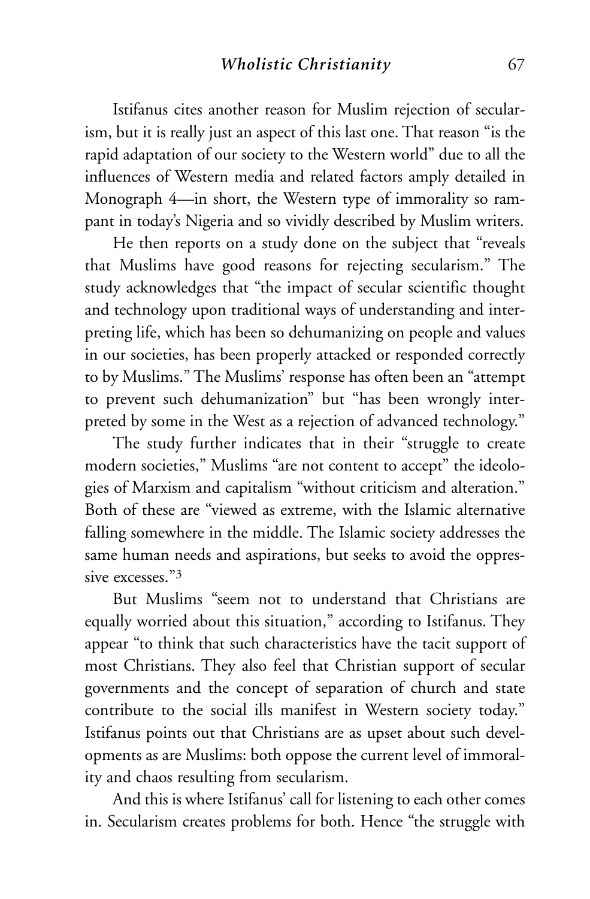Istifanus cites another reason for Muslim rejection of secularism, but it is really just an aspect of this last one. That reason "is the rapid adaptation of our society to the Western world" due to all the influences of Western media and related factors amply detailed in Monograph 4—in short, the Western type of immorality so rampant in today's Nigeria and so vividly described by Muslim writers.

He then reports on a study done on the subject that "reveals that Muslims have good reasons for rejecting secularism." The study acknowledges that "the impact of secular scientific thought and technology upon traditional ways of understanding and interpreting life, which has been so dehumanizing on people and values in our societies, has been properly attacked or responded correctly to by Muslims." The Muslims' response has often been an "attempt to prevent such dehumanization" but "has been wrongly interpreted by some in the West as a rejection of advanced technology."

The study further indicates that in their "struggle to create modern societies," Muslims "are not content to accept" the ideologies of Marxism and capitalism "without criticism and alteration." Both of these are "viewed as extreme, with the Islamic alternative falling somewhere in the middle. The Islamic society addresses the same human needs and aspirations, but seeks to avoid the oppressive excesses."[3]

But Muslims "seem not to understand that Christians are equally worried about this situation," according to Istifanus. They appear "to think that such characteristics have the tacit support of most Christians. They also feel that Christian support of secular governments and the concept of separation of church and state contribute to the social ills manifest in Western society today." Istifanus points out that Christians are as upset about such developments as are Muslims: both oppose the current level of immorality and chaos resulting from secularism.

And this is where Istifanus' call for listening to each other comes in. Secularism creates problems for both. Hence "the struggle with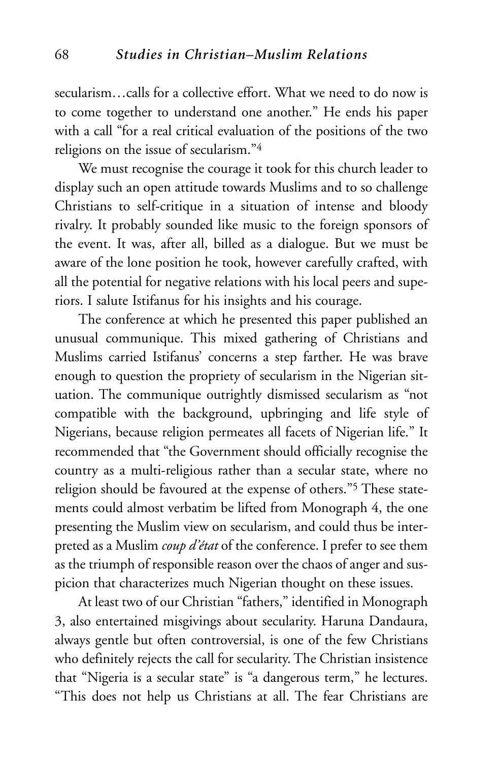secularism…calls for a collective effort. What we need to do now is to come together to understand one another." He ends his paper with a call "for a real critical evaluation of the positions of the two religions on the issue of secularism."[4]

We must recognise the courage it took for this church leader to display such an open attitude towards Muslims and to so challenge Christians to self-critique in a situation of intense and bloody rivalry. It probably sounded like music to the foreign sponsors of the event. It was, after all, billed as a dialogue. But we must be aware of the lone position he took, however carefully crafted, with all the potential for negative relations with his local peers and superiors. I salute Istifanus for his insights and his courage.

The conference at which he presented this paper published an unusual communique. This mixed gathering of Christians and Muslims carried Istifanus' concerns a step farther. He was brave enough to question the propriety of secularism in the Nigerian situation. The communique outrightly dismissed secularism as "not compatible with the background, upbringing and life style of Nigerians, because religion permeates all facets of Nigerian life." It recommended that "the Government should officially recognise the country as a multi-religious rather than a secular state, where no religion should be favoured at the expense of others."[5] These statements could almost verbatim be lifted from Monograph 4, the one presenting the Muslim view on secularism, and could thus be interpreted as a Muslim *coup d'état* of the conference. I prefer to see them as the triumph of responsible reason over the chaos of anger and suspicion that characterizes much Nigerian thought on these issues.

At least two of our Christian "fathers," identified in Monograph 3, also entertained misgivings about secularity. Haruna Dandaura, always gentle but often controversial, is one of the few Christians who definitely rejects the call for secularity. The Christian insistence that "Nigeria is a secular state" is "a dangerous term," he lectures. "This does not help us Christians at all. The fear Christians are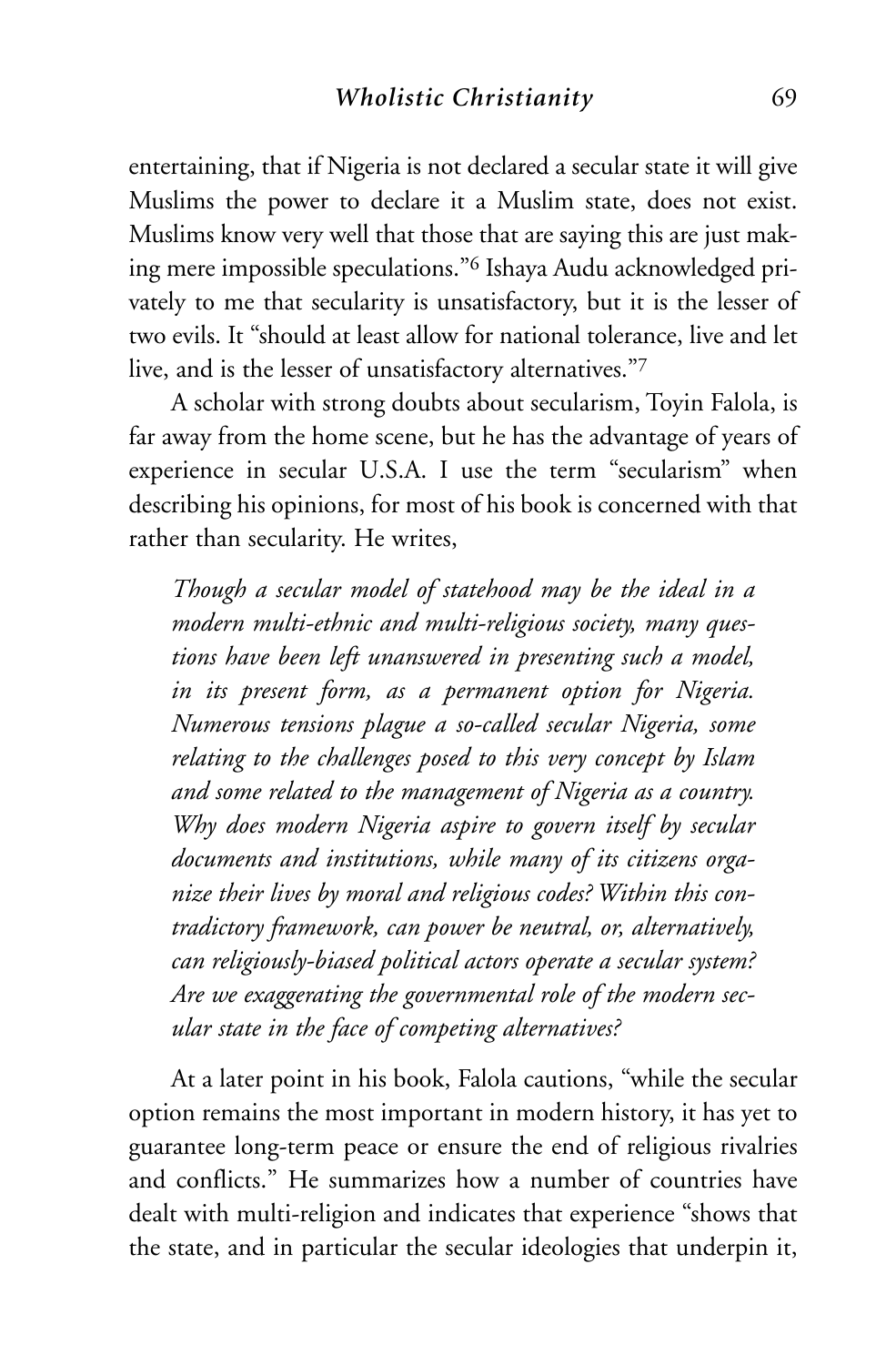entertaining, that if Nigeria is not declared a secular state it will give Muslims the power to declare it a Muslim state, does not exist. Muslims know very well that those that are saying this are just making mere impossible speculations."[6] Ishaya Audu acknowledged privately to me that secularity is unsatisfactory, but it is the lesser of two evils. It "should at least allow for national tolerance, live and let live, and is the lesser of unsatisfactory alternatives."[7]

A scholar with strong doubts about secularism, Toyin Falola, is far away from the home scene, but he has the advantage of years of experience in secular U.S.A. I use the term "secularism" when describing his opinions, for most of his book is concerned with that rather than secularity. He writes,

> *Though a secular model of statehood may be the ideal in a modern multi-ethnic and multi-religious society, many questions have been left unanswered in presenting such a model, in its present form, as a permanent option for Nigeria. Numerous tensions plague a so-called secular Nigeria, some relating to the challenges posed to this very concept by Islam and some related to the management of Nigeria as a country. Why does modern Nigeria aspire to govern itself by secular documents and institutions, while many of its citizens organize their lives by moral and religious codes? Within this contradictory framework, can power be neutral, or, alternatively, can religiously-biased political actors operate a secular system? Are we exaggerating the governmental role of the modern secular state in the face of competing alternatives?*

At a later point in his book, Falola cautions, "while the secular option remains the most important in modern history, it has yet to guarantee long-term peace or ensure the end of religious rivalries and conflicts." He summarizes how a number of countries have dealt with multi-religion and indicates that experience "shows that the state, and in particular the secular ideologies that underpin it,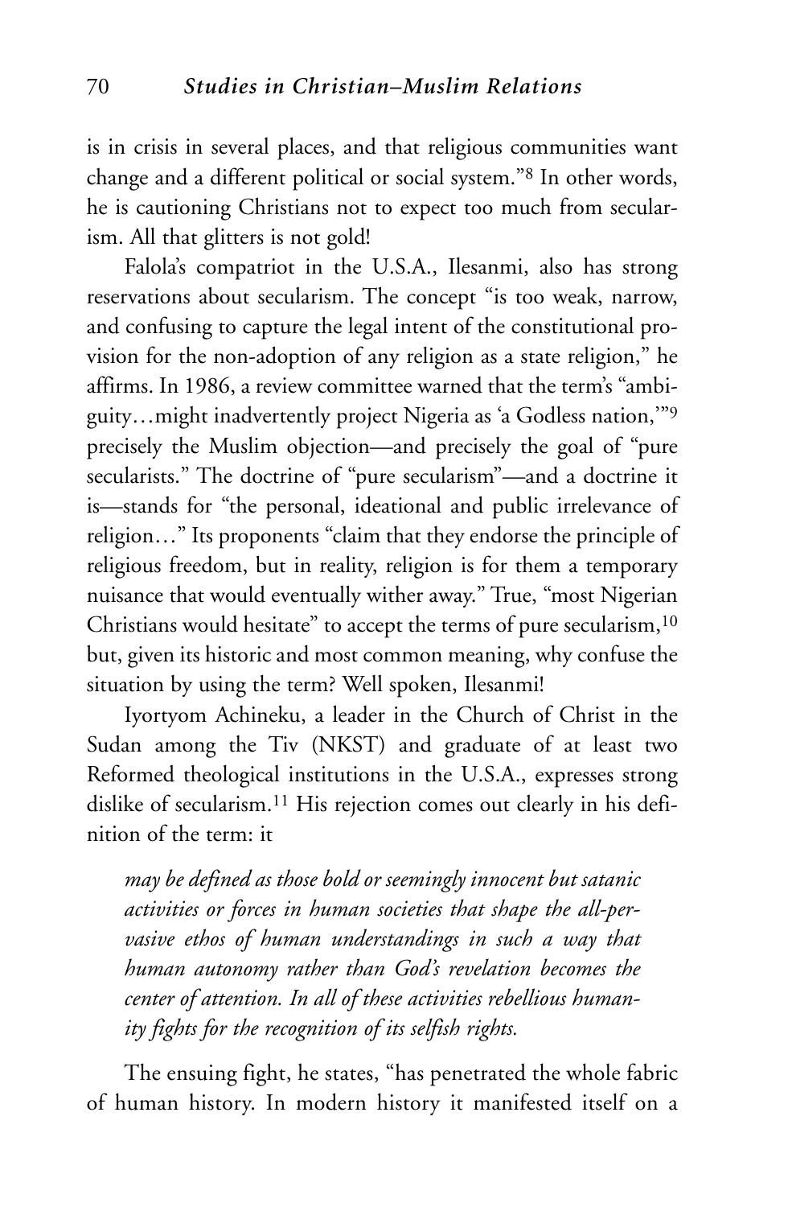is in crisis in several places, and that religious communities want change and a different political or social system."[8] In other words, he is cautioning Christians not to expect too much from secularism. All that glitters is not gold!

Falola's compatriot in the U.S.A., Ilesanmi, also has strong reservations about secularism. The concept "is too weak, narrow, and confusing to capture the legal intent of the constitutional provision for the non-adoption of any religion as a state religion," he affirms. In 1986, a review committee warned that the term's "ambiguity…might inadvertently project Nigeria as 'a Godless nation,'"[9] precisely the Muslim objection—and precisely the goal of "pure secularists." The doctrine of "pure secularism"—and a doctrine it is—stands for "the personal, ideational and public irrelevance of religion…" Its proponents "claim that they endorse the principle of religious freedom, but in reality, religion is for them a temporary nuisance that would eventually wither away." True, "most Nigerian Christians would hesitate" to accept the terms of pure secularism,[10] but, given its historic and most common meaning, why confuse the situation by using the term? Well spoken, Ilesanmi!

Iyortyom Achineku, a leader in the Church of Christ in the Sudan among the Tiv (NKST) and graduate of at least two Reformed theological institutions in the U.S.A., expresses strong dislike of secularism.[11] His rejection comes out clearly in his definition of the term: it

> *may be defined as those bold or seemingly innocent but satanic activities or forces in human societies that shape the all-pervasive ethos of human understandings in such a way that human autonomy rather than God's revelation becomes the center of attention. In all of these activities rebellious humanity fights for the recognition of its selfish rights.*

The ensuing fight, he states, "has penetrated the whole fabric of human history. In modern history it manifested itself on a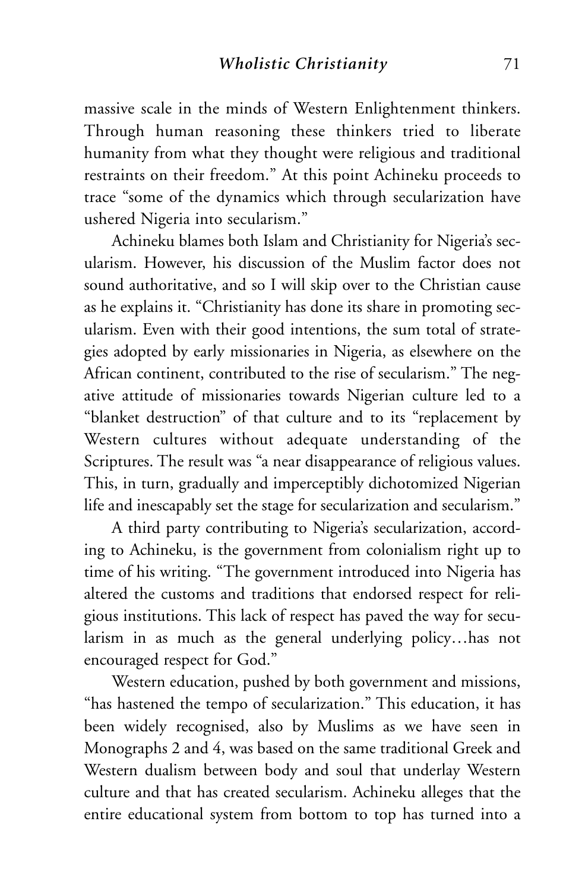massive scale in the minds of Western Enlightenment thinkers. Through human reasoning these thinkers tried to liberate humanity from what they thought were religious and traditional restraints on their freedom." At this point Achineku proceeds to trace "some of the dynamics which through secularization have ushered Nigeria into secularism."

Achineku blames both Islam and Christianity for Nigeria's secularism. However, his discussion of the Muslim factor does not sound authoritative, and so I will skip over to the Christian cause as he explains it. "Christianity has done its share in promoting secularism. Even with their good intentions, the sum total of strategies adopted by early missionaries in Nigeria, as elsewhere on the African continent, contributed to the rise of secularism." The negative attitude of missionaries towards Nigerian culture led to a "blanket destruction" of that culture and to its "replacement by Western cultures without adequate understanding of the Scriptures. The result was "a near disappearance of religious values. This, in turn, gradually and imperceptibly dichotomized Nigerian life and inescapably set the stage for secularization and secularism."

A third party contributing to Nigeria's secularization, according to Achineku, is the government from colonialism right up to time of his writing. "The government introduced into Nigeria has altered the customs and traditions that endorsed respect for religious institutions. This lack of respect has paved the way for secularism in as much as the general underlying policy…has not encouraged respect for God."

Western education, pushed by both government and missions, "has hastened the tempo of secularization." This education, it has been widely recognised, also by Muslims as we have seen in Monographs 2 and 4, was based on the same traditional Greek and Western dualism between body and soul that underlay Western culture and that has created secularism. Achineku alleges that the entire educational system from bottom to top has turned into a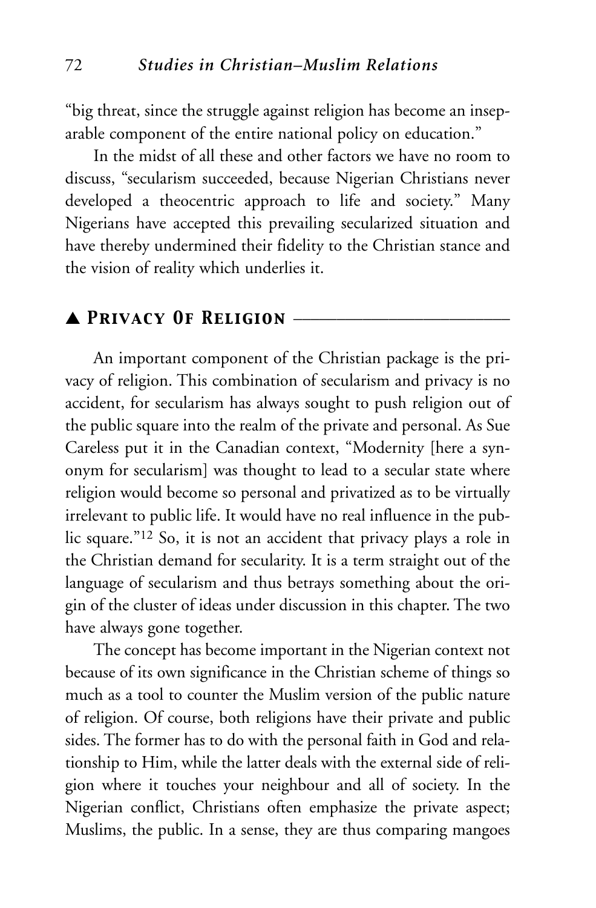"big threat, since the struggle against religion has become an inseparable component of the entire national policy on education."

In the midst of all these and other factors we have no room to discuss, "secularism succeeded, because Nigerian Christians never developed a theocentric approach to life and society." Many Nigerians have accepted this prevailing secularized situation and have thereby undermined their fidelity to the Christian stance and the vision of reality which underlies it.

## ▲ Privacy Of Religion

An important component of the Christian package is the privacy of religion. This combination of secularism and privacy is no accident, for secularism has always sought to push religion out of the public square into the realm of the private and personal. As Sue Careless put it in the Canadian context, "Modernity [here a synonym for secularism] was thought to lead to a secular state where religion would become so personal and privatized as to be virtually irrelevant to public life. It would have no real influence in the public square."[12] So, it is not an accident that privacy plays a role in the Christian demand for secularity. It is a term straight out of the language of secularism and thus betrays something about the origin of the cluster of ideas under discussion in this chapter. The two have always gone together.

The concept has become important in the Nigerian context not because of its own significance in the Christian scheme of things so much as a tool to counter the Muslim version of the public nature of religion. Of course, both religions have their private and public sides. The former has to do with the personal faith in God and relationship to Him, while the latter deals with the external side of religion where it touches your neighbour and all of society. In the Nigerian conflict, Christians often emphasize the private aspect; Muslims, the public. In a sense, they are thus comparing mangoes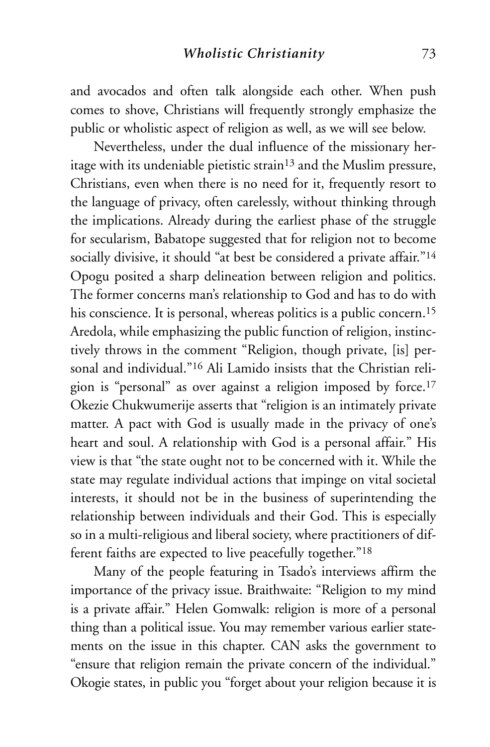and avocados and often talk alongside each other. When push comes to shove, Christians will frequently strongly emphasize the public or wholistic aspect of religion as well, as we will see below.

Nevertheless, under the dual influence of the missionary heritage with its undeniable pietistic strain[13] and the Muslim pressure, Christians, even when there is no need for it, frequently resort to the language of privacy, often carelessly, without thinking through the implications. Already during the earliest phase of the struggle for secularism, Babatope suggested that for religion not to become socially divisive, it should "at best be considered a private affair."[14] Opogu posited a sharp delineation between religion and politics. The former concerns man's relationship to God and has to do with his conscience. It is personal, whereas politics is a public concern.[15] Aredola, while emphasizing the public function of religion, instinctively throws in the comment "Religion, though private, [is] personal and individual."[16] Ali Lamido insists that the Christian religion is "personal" as over against a religion imposed by force.[17] Okezie Chukwumerije asserts that "religion is an intimately private matter. A pact with God is usually made in the privacy of one's heart and soul. A relationship with God is a personal affair." His view is that "the state ought not to be concerned with it. While the state may regulate individual actions that impinge on vital societal interests, it should not be in the business of superintending the relationship between individuals and their God. This is especially so in a multi-religious and liberal society, where practitioners of different faiths are expected to live peacefully together."[18]

Many of the people featuring in Tsado's interviews affirm the importance of the privacy issue. Braithwaite: "Religion to my mind is a private affair." Helen Gomwalk: religion is more of a personal thing than a political issue. You may remember various earlier statements on the issue in this chapter. CAN asks the government to "ensure that religion remain the private concern of the individual." Okogie states, in public you "forget about your religion because it is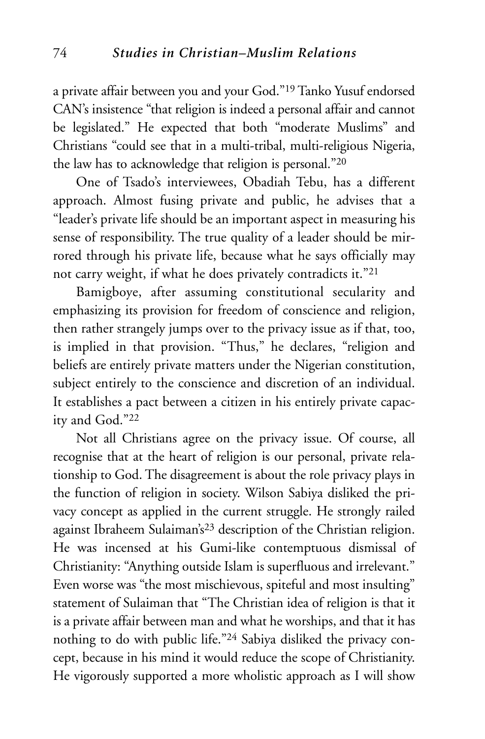a private affair between you and your God."[19] Tanko Yusuf endorsed CAN's insistence "that religion is indeed a personal affair and cannot be legislated." He expected that both "moderate Muslims" and Christians "could see that in a multi-tribal, multi-religious Nigeria, the law has to acknowledge that religion is personal."[20]

One of Tsado's interviewees, Obadiah Tebu, has a different approach. Almost fusing private and public, he advises that a "leader's private life should be an important aspect in measuring his sense of responsibility. The true quality of a leader should be mirrored through his private life, because what he says officially may not carry weight, if what he does privately contradicts it."[21]

Bamigboye, after assuming constitutional secularity and emphasizing its provision for freedom of conscience and religion, then rather strangely jumps over to the privacy issue as if that, too, is implied in that provision. "Thus," he declares, "religion and beliefs are entirely private matters under the Nigerian constitution, subject entirely to the conscience and discretion of an individual. It establishes a pact between a citizen in his entirely private capacity and God."[22]

Not all Christians agree on the privacy issue. Of course, all recognise that at the heart of religion is our personal, private relationship to God. The disagreement is about the role privacy plays in the function of religion in society. Wilson Sabiya disliked the privacy concept as applied in the current struggle. He strongly railed against Ibraheem Sulaiman's[23] description of the Christian religion. He was incensed at his Gumi-like contemptuous dismissal of Christianity: "Anything outside Islam is superfluous and irrelevant." Even worse was "the most mischievous, spiteful and most insulting" statement of Sulaiman that "The Christian idea of religion is that it is a private affair between man and what he worships, and that it has nothing to do with public life."[24] Sabiya disliked the privacy concept, because in his mind it would reduce the scope of Christianity. He vigorously supported a more wholistic approach as I will show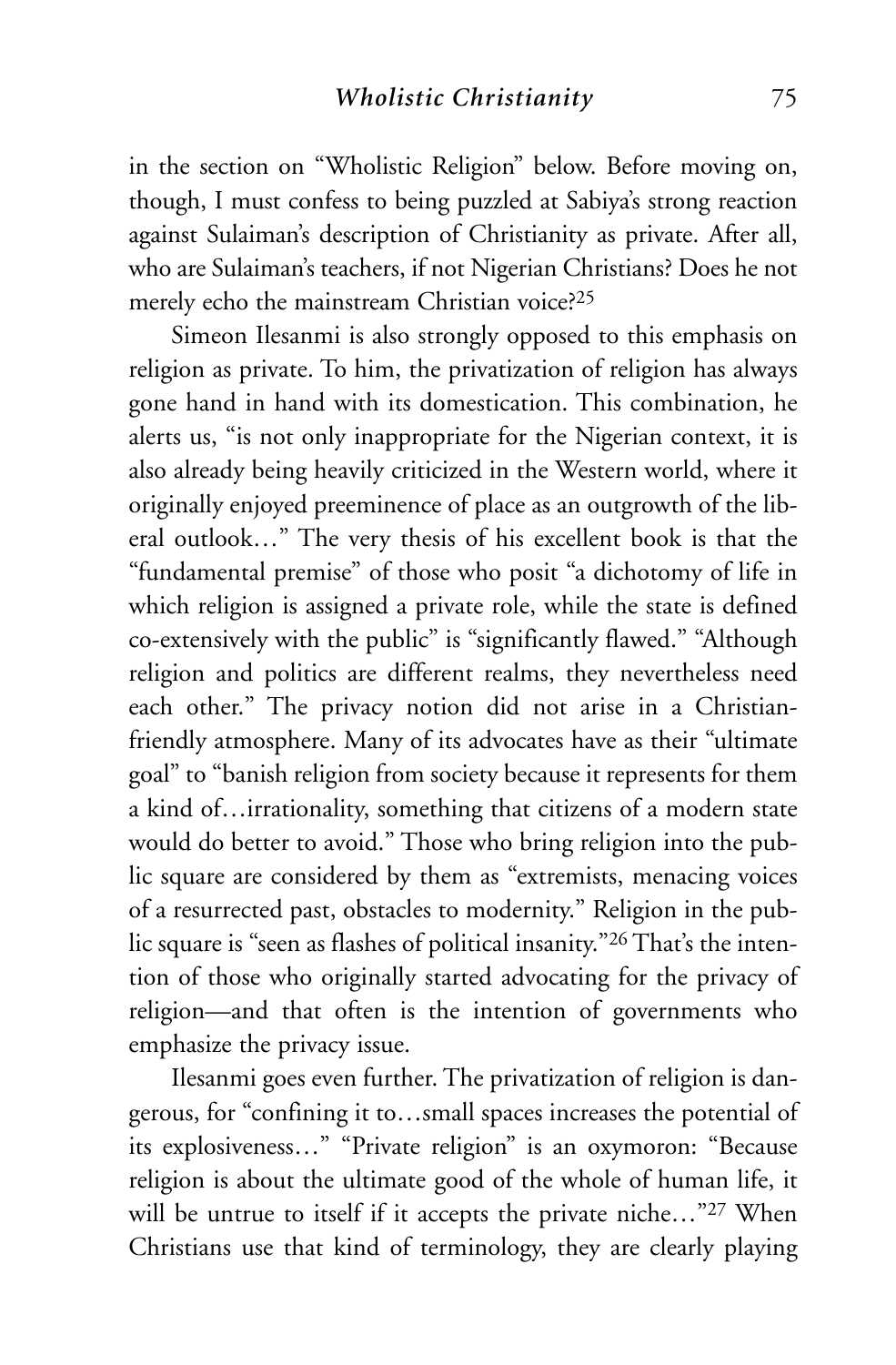in the section on "Wholistic Religion" below. Before moving on, though, I must confess to being puzzled at Sabiya's strong reaction against Sulaiman's description of Christianity as private. After all, who are Sulaiman's teachers, if not Nigerian Christians? Does he not merely echo the mainstream Christian voice?[25]

Simeon Ilesanmi is also strongly opposed to this emphasis on religion as private. To him, the privatization of religion has always gone hand in hand with its domestication. This combination, he alerts us, "is not only inappropriate for the Nigerian context, it is also already being heavily criticized in the Western world, where it originally enjoyed preeminence of place as an outgrowth of the liberal outlook…" The very thesis of his excellent book is that the "fundamental premise" of those who posit "a dichotomy of life in which religion is assigned a private role, while the state is defined co-extensively with the public" is "significantly flawed." "Although religion and politics are different realms, they nevertheless need each other." The privacy notion did not arise in a Christian-friendly atmosphere. Many of its advocates have as their "ultimate goal" to "banish religion from society because it represents for them a kind of…irrationality, something that citizens of a modern state would do better to avoid." Those who bring religion into the public square are considered by them as "extremists, menacing voices of a resurrected past, obstacles to modernity." Religion in the public square is "seen as flashes of political insanity."[26] That's the intention of those who originally started advocating for the privacy of religion—and that often is the intention of governments who emphasize the privacy issue.

Ilesanmi goes even further. The privatization of religion is dangerous, for "confining it to…small spaces increases the potential of its explosiveness…" "Private religion" is an oxymoron: "Because religion is about the ultimate good of the whole of human life, it will be untrue to itself if it accepts the private niche…"[27] When Christians use that kind of terminology, they are clearly playing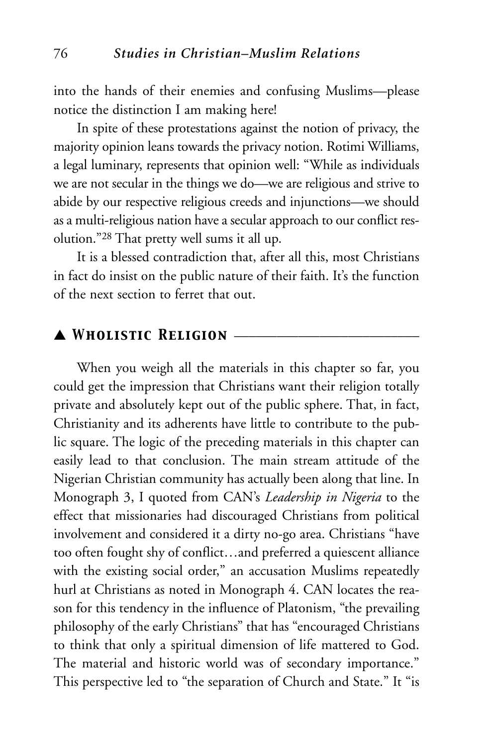into the hands of their enemies and confusing Muslims—please notice the distinction I am making here!

In spite of these protestations against the notion of privacy, the majority opinion leans towards the privacy notion. Rotimi Williams, a legal luminary, represents that opinion well: "While as individuals we are not secular in the things we do—we are religious and strive to abide by our respective religious creeds and injunctions—we should as a multi-religious nation have a secular approach to our conflict resolution."[28] That pretty well sums it all up.

It is a blessed contradiction that, after all this, most Christians in fact do insist on the public nature of their faith. It's the function of the next section to ferret that out.

## ▲ Wholistic Religion

When you weigh all the materials in this chapter so far, you could get the impression that Christians want their religion totally private and absolutely kept out of the public sphere. That, in fact, Christianity and its adherents have little to contribute to the public square. The logic of the preceding materials in this chapter can easily lead to that conclusion. The main stream attitude of the Nigerian Christian community has actually been along that line. In Monograph 3, I quoted from CAN's *Leadership in Nigeria* to the effect that missionaries had discouraged Christians from political involvement and considered it a dirty no-go area. Christians "have too often fought shy of conflict…and preferred a quiescent alliance with the existing social order," an accusation Muslims repeatedly hurl at Christians as noted in Monograph 4. CAN locates the reason for this tendency in the influence of Platonism, "the prevailing philosophy of the early Christians" that has "encouraged Christians to think that only a spiritual dimension of life mattered to God. The material and historic world was of secondary importance." This perspective led to "the separation of Church and State." It "is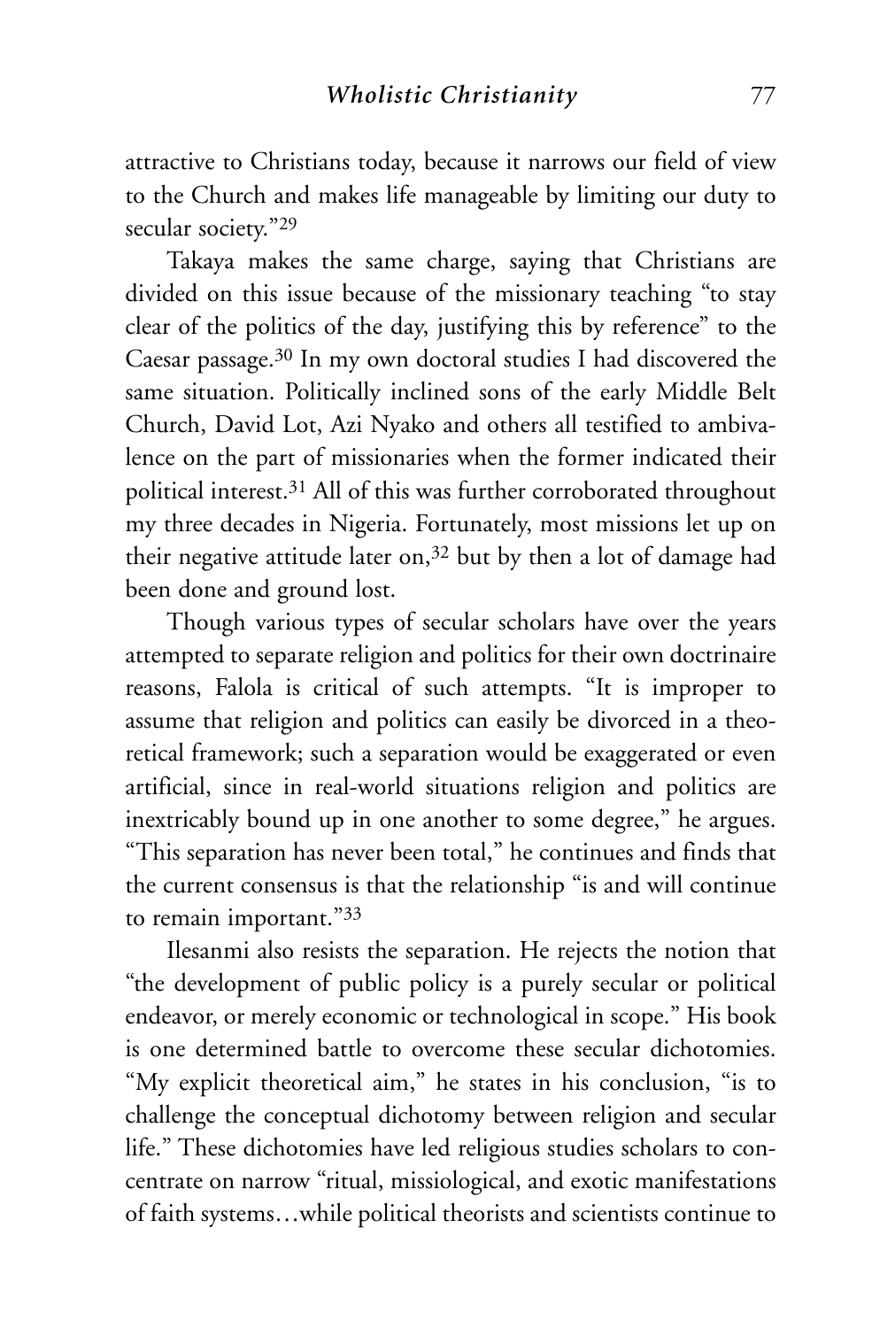attractive to Christians today, because it narrows our field of view to the Church and makes life manageable by limiting our duty to secular society."[29]

Takaya makes the same charge, saying that Christians are divided on this issue because of the missionary teaching "to stay clear of the politics of the day, justifying this by reference" to the Caesar passage.[30] In my own doctoral studies I had discovered the same situation. Politically inclined sons of the early Middle Belt Church, David Lot, Azi Nyako and others all testified to ambivalence on the part of missionaries when the former indicated their political interest.[31] All of this was further corroborated throughout my three decades in Nigeria. Fortunately, most missions let up on their negative attitude later on,[32] but by then a lot of damage had been done and ground lost.

Though various types of secular scholars have over the years attempted to separate religion and politics for their own doctrinaire reasons, Falola is critical of such attempts. "It is improper to assume that religion and politics can easily be divorced in a theoretical framework; such a separation would be exaggerated or even artificial, since in real-world situations religion and politics are inextricably bound up in one another to some degree," he argues. "This separation has never been total," he continues and finds that the current consensus is that the relationship "is and will continue to remain important."[33]

Ilesanmi also resists the separation. He rejects the notion that "the development of public policy is a purely secular or political endeavor, or merely economic or technological in scope." His book is one determined battle to overcome these secular dichotomies. "My explicit theoretical aim," he states in his conclusion, "is to challenge the conceptual dichotomy between religion and secular life." These dichotomies have led religious studies scholars to concentrate on narrow "ritual, missiological, and exotic manifestations of faith systems…while political theorists and scientists continue to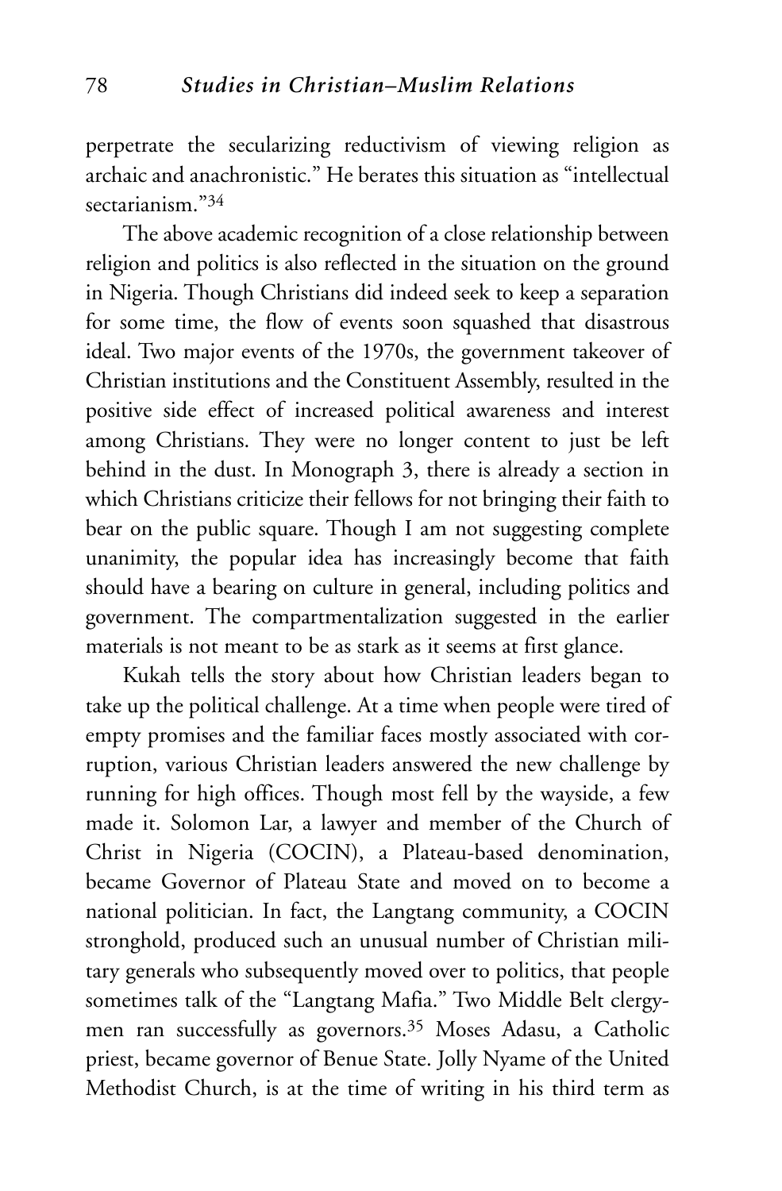perpetrate the secularizing reductivism of viewing religion as archaic and anachronistic." He berates this situation as "intellectual sectarianism."[34]

The above academic recognition of a close relationship between religion and politics is also reflected in the situation on the ground in Nigeria. Though Christians did indeed seek to keep a separation for some time, the flow of events soon squashed that disastrous ideal. Two major events of the 1970s, the government takeover of Christian institutions and the Constituent Assembly, resulted in the positive side effect of increased political awareness and interest among Christians. They were no longer content to just be left behind in the dust. In Monograph 3, there is already a section in which Christians criticize their fellows for not bringing their faith to bear on the public square. Though I am not suggesting complete unanimity, the popular idea has increasingly become that faith should have a bearing on culture in general, including politics and government. The compartmentalization suggested in the earlier materials is not meant to be as stark as it seems at first glance.

Kukah tells the story about how Christian leaders began to take up the political challenge. At a time when people were tired of empty promises and the familiar faces mostly associated with corruption, various Christian leaders answered the new challenge by running for high offices. Though most fell by the wayside, a few made it. Solomon Lar, a lawyer and member of the Church of Christ in Nigeria (COCIN), a Plateau-based denomination, became Governor of Plateau State and moved on to become a national politician. In fact, the Langtang community, a COCIN stronghold, produced such an unusual number of Christian military generals who subsequently moved over to politics, that people sometimes talk of the "Langtang Mafia." Two Middle Belt clergymen ran successfully as governors.[35] Moses Adasu, a Catholic priest, became governor of Benue State. Jolly Nyame of the United Methodist Church, is at the time of writing in his third term as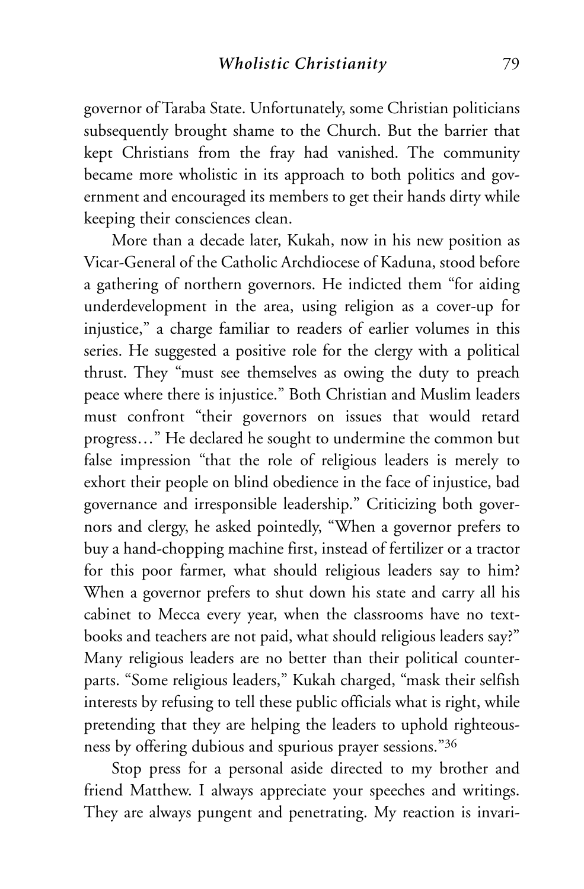governor of Taraba State. Unfortunately, some Christian politicians subsequently brought shame to the Church. But the barrier that kept Christians from the fray had vanished. The community became more wholistic in its approach to both politics and government and encouraged its members to get their hands dirty while keeping their consciences clean.

More than a decade later, Kukah, now in his new position as Vicar-General of the Catholic Archdiocese of Kaduna, stood before a gathering of northern governors. He indicted them "for aiding underdevelopment in the area, using religion as a cover-up for injustice," a charge familiar to readers of earlier volumes in this series. He suggested a positive role for the clergy with a political thrust. They "must see themselves as owing the duty to preach peace where there is injustice." Both Christian and Muslim leaders must confront "their governors on issues that would retard progress…" He declared he sought to undermine the common but false impression "that the role of religious leaders is merely to exhort their people on blind obedience in the face of injustice, bad governance and irresponsible leadership." Criticizing both governors and clergy, he asked pointedly, "When a governor prefers to buy a hand-chopping machine first, instead of fertilizer or a tractor for this poor farmer, what should religious leaders say to him? When a governor prefers to shut down his state and carry all his cabinet to Mecca every year, when the classrooms have no textbooks and teachers are not paid, what should religious leaders say?" Many religious leaders are no better than their political counterparts. "Some religious leaders," Kukah charged, "mask their selfish interests by refusing to tell these public officials what is right, while pretending that they are helping the leaders to uphold righteousness by offering dubious and spurious prayer sessions."[36]

Stop press for a personal aside directed to my brother and friend Matthew. I always appreciate your speeches and writings. They are always pungent and penetrating. My reaction is invari-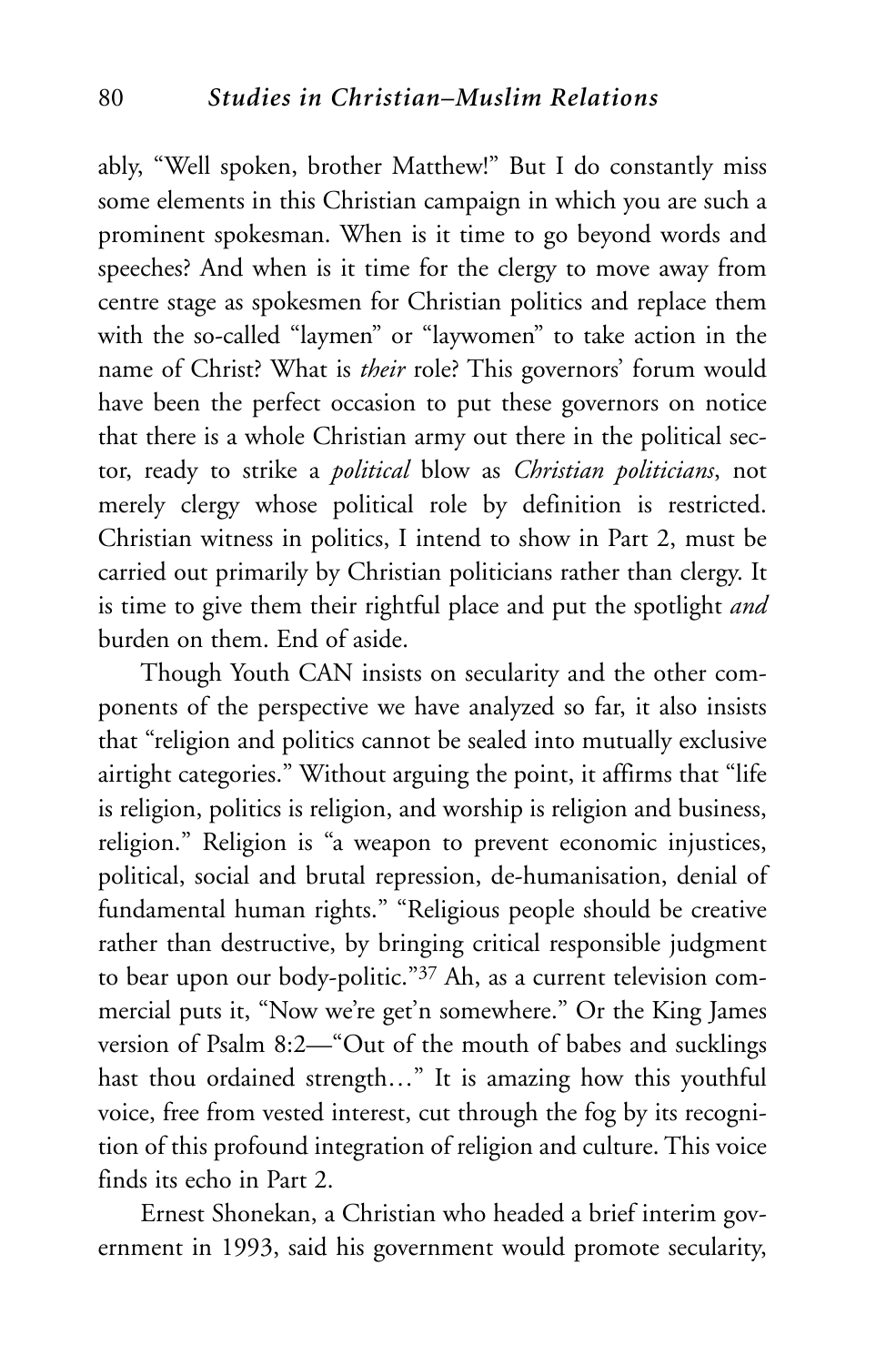ably, "Well spoken, brother Matthew!" But I do constantly miss some elements in this Christian campaign in which you are such a prominent spokesman. When is it time to go beyond words and speeches? And when is it time for the clergy to move away from centre stage as spokesmen for Christian politics and replace them with the so-called "laymen" or "laywomen" to take action in the name of Christ? What is *their* role? This governors' forum would have been the perfect occasion to put these governors on notice that there is a whole Christian army out there in the political sector, ready to strike a *political* blow as *Christian politicians*, not merely clergy whose political role by definition is restricted. Christian witness in politics, I intend to show in Part 2, must be carried out primarily by Christian politicians rather than clergy. It is time to give them their rightful place and put the spotlight *and* burden on them. End of aside.

Though Youth CAN insists on secularity and the other components of the perspective we have analyzed so far, it also insists that "religion and politics cannot be sealed into mutually exclusive airtight categories." Without arguing the point, it affirms that "life is religion, politics is religion, and worship is religion and business, religion." Religion is "a weapon to prevent economic injustices, political, social and brutal repression, de-humanisation, denial of fundamental human rights." "Religious people should be creative rather than destructive, by bringing critical responsible judgment to bear upon our body-politic."[37] Ah, as a current television commercial puts it, "Now we're get'n somewhere." Or the King James version of Psalm 8:2—"Out of the mouth of babes and sucklings hast thou ordained strength…" It is amazing how this youthful voice, free from vested interest, cut through the fog by its recognition of this profound integration of religion and culture. This voice finds its echo in Part 2.

Ernest Shonekan, a Christian who headed a brief interim government in 1993, said his government would promote secularity,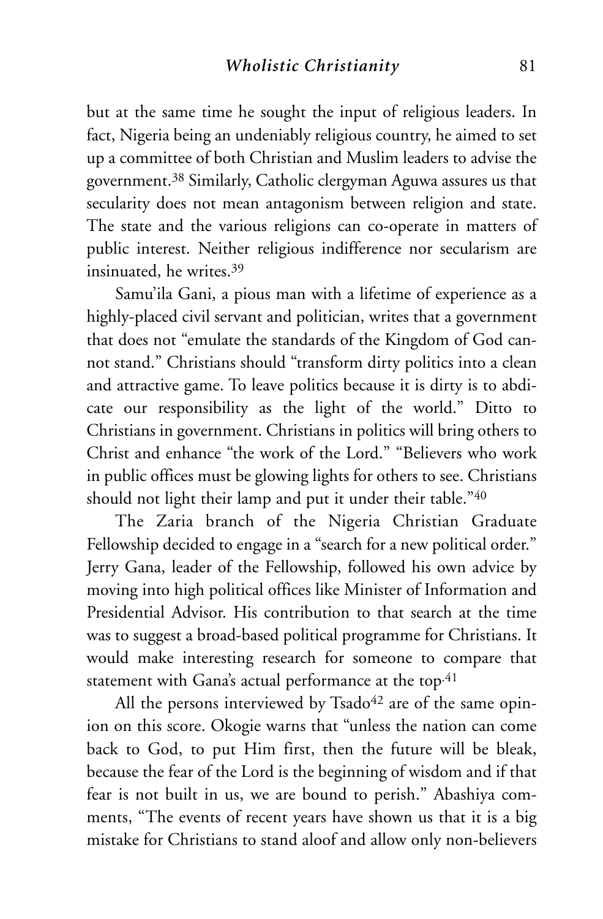but at the same time he sought the input of religious leaders. In fact, Nigeria being an undeniably religious country, he aimed to set up a committee of both Christian and Muslim leaders to advise the government.[38] Similarly, Catholic clergyman Aguwa assures us that secularity does not mean antagonism between religion and state. The state and the various religions can co-operate in matters of public interest. Neither religious indifference nor secularism are insinuated, he writes.[39]

Samu'ila Gani, a pious man with a lifetime of experience as a highly-placed civil servant and politician, writes that a government that does not "emulate the standards of the Kingdom of God cannot stand." Christians should "transform dirty politics into a clean and attractive game. To leave politics because it is dirty is to abdicate our responsibility as the light of the world." Ditto to Christians in government. Christians in politics will bring others to Christ and enhance "the work of the Lord." "Believers who work in public offices must be glowing lights for others to see. Christians should not light their lamp and put it under their table."[40]

The Zaria branch of the Nigeria Christian Graduate Fellowship decided to engage in a "search for a new political order." Jerry Gana, leader of the Fellowship, followed his own advice by moving into high political offices like Minister of Information and Presidential Advisor. His contribution to that search at the time was to suggest a broad-based political programme for Christians. It would make interesting research for someone to compare that statement with Gana's actual performance at the top.[41]

All the persons interviewed by Tsado[42] are of the same opinion on this score. Okogie warns that "unless the nation can come back to God, to put Him first, then the future will be bleak, because the fear of the Lord is the beginning of wisdom and if that fear is not built in us, we are bound to perish." Abashiya comments, "The events of recent years have shown us that it is a big mistake for Christians to stand aloof and allow only non-believers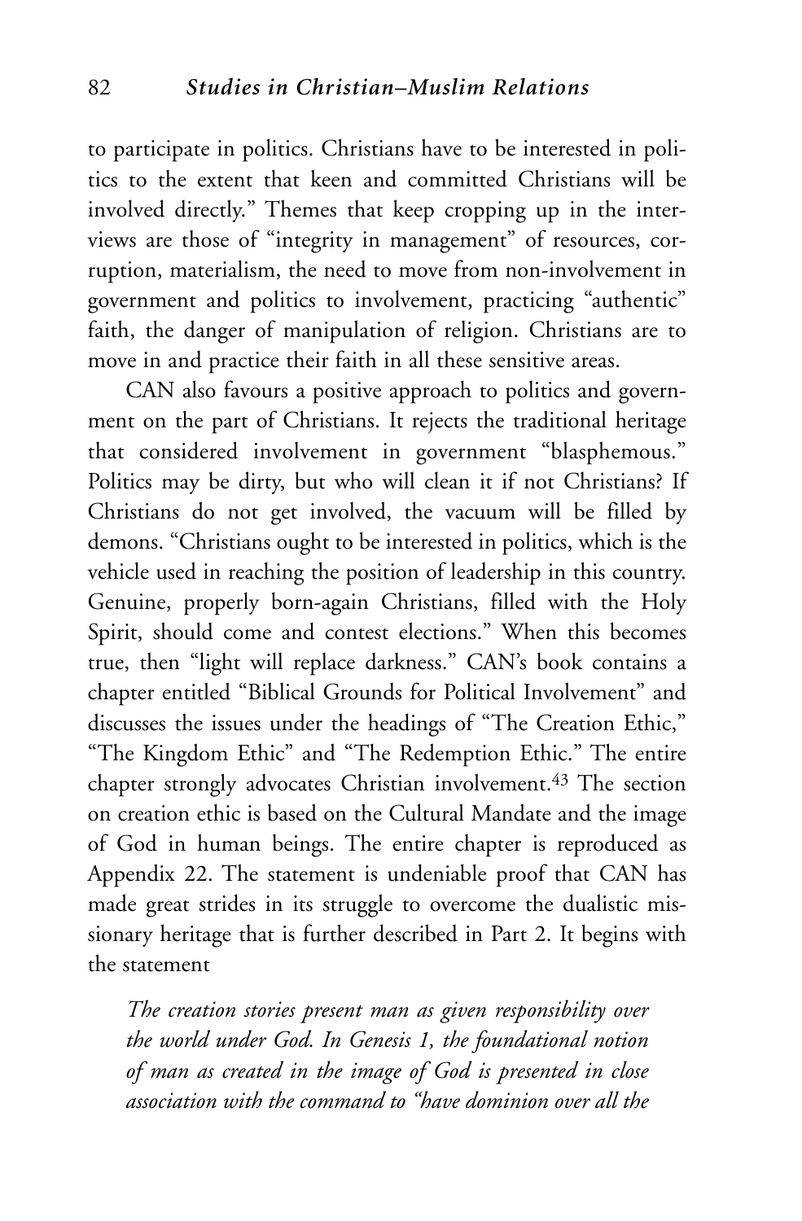to participate in politics. Christians have to be interested in politics to the extent that keen and committed Christians will be involved directly." Themes that keep cropping up in the interviews are those of "integrity in management" of resources, corruption, materialism, the need to move from non-involvement in government and politics to involvement, practicing "authentic" faith, the danger of manipulation of religion. Christians are to move in and practice their faith in all these sensitive areas.

CAN also favours a positive approach to politics and government on the part of Christians. It rejects the traditional heritage that considered involvement in government "blasphemous." Politics may be dirty, but who will clean it if not Christians? If Christians do not get involved, the vacuum will be filled by demons. "Christians ought to be interested in politics, which is the vehicle used in reaching the position of leadership in this country. Genuine, properly born-again Christians, filled with the Holy Spirit, should come and contest elections." When this becomes true, then "light will replace darkness." CAN's book contains a chapter entitled "Biblical Grounds for Political Involvement" and discusses the issues under the headings of "The Creation Ethic," "The Kingdom Ethic" and "The Redemption Ethic." The entire chapter strongly advocates Christian involvement.[43] The section on creation ethic is based on the Cultural Mandate and the image of God in human beings. The entire chapter is reproduced as Appendix 22. The statement is undeniable proof that CAN has made great strides in its struggle to overcome the dualistic missionary heritage that is further described in Part 2. It begins with the statement

> *The creation stories present man as given responsibility over the world under God. In Genesis 1, the foundational notion of man as created in the image of God is presented in close association with the command to "have dominion over all the*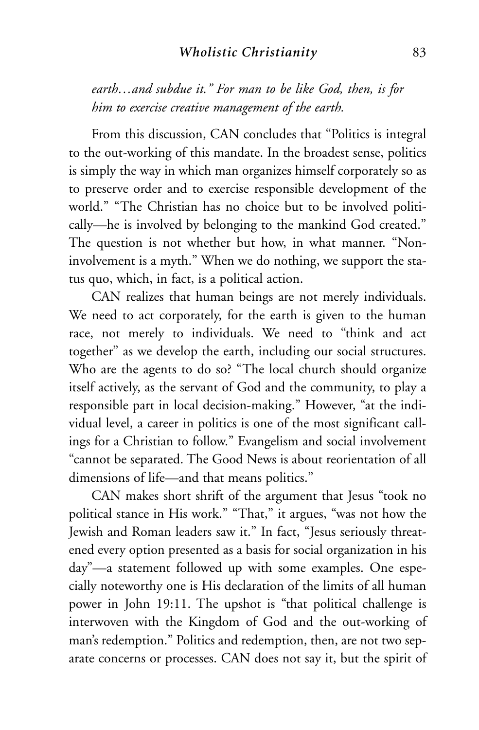*earth…and subdue it." For man to be like God, then, is for him to exercise creative management of the earth.*

From this discussion, CAN concludes that "Politics is integral to the out-working of this mandate. In the broadest sense, politics is simply the way in which man organizes himself corporately so as to preserve order and to exercise responsible development of the world." "The Christian has no choice but to be involved politically—he is involved by belonging to the mankind God created." The question is not whether but how, in what manner. "Non-involvement is a myth." When we do nothing, we support the status quo, which, in fact, is a political action.

CAN realizes that human beings are not merely individuals. We need to act corporately, for the earth is given to the human race, not merely to individuals. We need to "think and act together" as we develop the earth, including our social structures. Who are the agents to do so? "The local church should organize itself actively, as the servant of God and the community, to play a responsible part in local decision-making." However, "at the individual level, a career in politics is one of the most significant callings for a Christian to follow." Evangelism and social involvement "cannot be separated. The Good News is about reorientation of all dimensions of life—and that means politics."

CAN makes short shrift of the argument that Jesus "took no political stance in His work." "That," it argues, "was not how the Jewish and Roman leaders saw it." In fact, "Jesus seriously threatened every option presented as a basis for social organization in his day"—a statement followed up with some examples. One especially noteworthy one is His declaration of the limits of all human power in John 19:11. The upshot is "that political challenge is interwoven with the Kingdom of God and the out-working of man's redemption." Politics and redemption, then, are not two separate concerns or processes. CAN does not say it, but the spirit of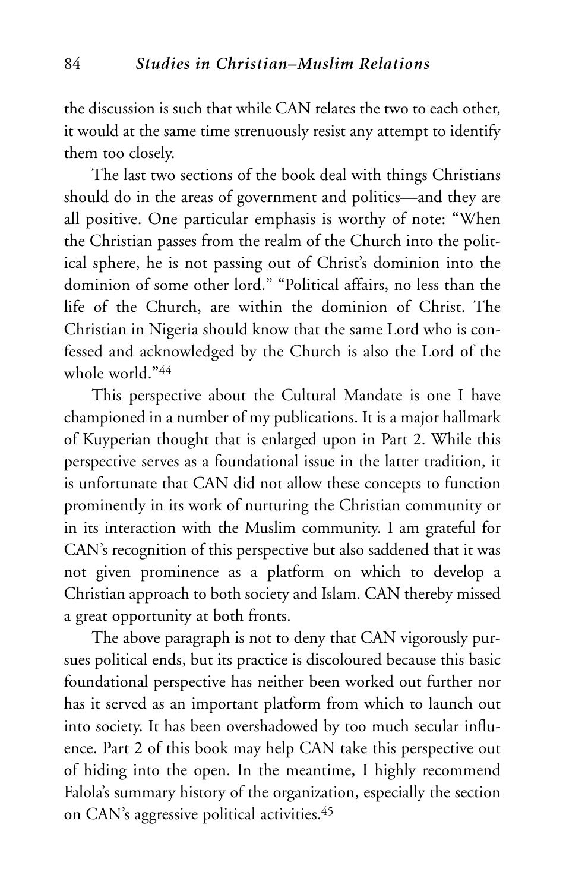the discussion is such that while CAN relates the two to each other, it would at the same time strenuously resist any attempt to identify them too closely.

The last two sections of the book deal with things Christians should do in the areas of government and politics—and they are all positive. One particular emphasis is worthy of note: "When the Christian passes from the realm of the Church into the political sphere, he is not passing out of Christ's dominion into the dominion of some other lord." "Political affairs, no less than the life of the Church, are within the dominion of Christ. The Christian in Nigeria should know that the same Lord who is confessed and acknowledged by the Church is also the Lord of the whole world."[44]

This perspective about the Cultural Mandate is one I have championed in a number of my publications. It is a major hallmark of Kuyperian thought that is enlarged upon in Part 2. While this perspective serves as a foundational issue in the latter tradition, it is unfortunate that CAN did not allow these concepts to function prominently in its work of nurturing the Christian community or in its interaction with the Muslim community. I am grateful for CAN's recognition of this perspective but also saddened that it was not given prominence as a platform on which to develop a Christian approach to both society and Islam. CAN thereby missed a great opportunity at both fronts.

The above paragraph is not to deny that CAN vigorously pursues political ends, but its practice is discoloured because this basic foundational perspective has neither been worked out further nor has it served as an important platform from which to launch out into society. It has been overshadowed by too much secular influence. Part 2 of this book may help CAN take this perspective out of hiding into the open. In the meantime, I highly recommend Falola's summary history of the organization, especially the section on CAN's aggressive political activities.[45]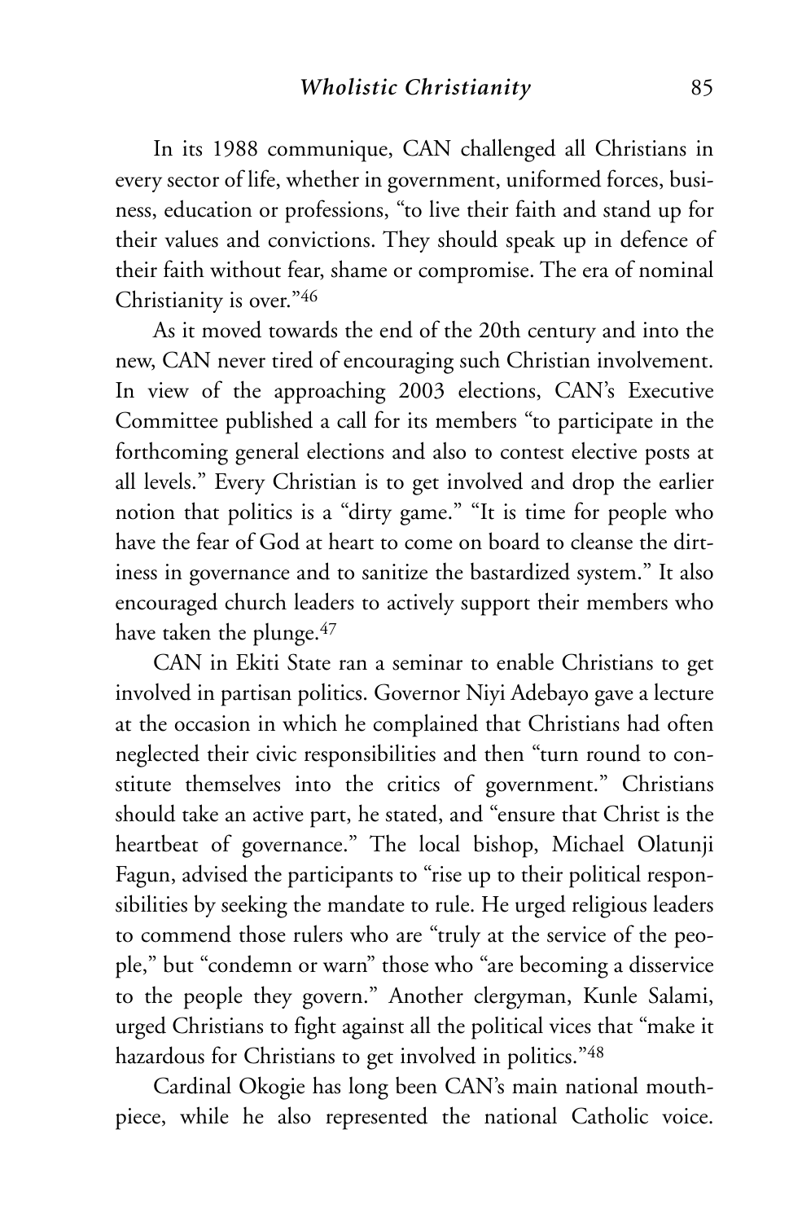In its 1988 communique, CAN challenged all Christians in every sector of life, whether in government, uniformed forces, business, education or professions, "to live their faith and stand up for their values and convictions. They should speak up in defence of their faith without fear, shame or compromise. The era of nominal Christianity is over."[46]

As it moved towards the end of the 20th century and into the new, CAN never tired of encouraging such Christian involvement. In view of the approaching 2003 elections, CAN's Executive Committee published a call for its members "to participate in the forthcoming general elections and also to contest elective posts at all levels." Every Christian is to get involved and drop the earlier notion that politics is a "dirty game." "It is time for people who have the fear of God at heart to come on board to cleanse the dirtiness in governance and to sanitize the bastardized system." It also encouraged church leaders to actively support their members who have taken the plunge.[47]

CAN in Ekiti State ran a seminar to enable Christians to get involved in partisan politics. Governor Niyi Adebayo gave a lecture at the occasion in which he complained that Christians had often neglected their civic responsibilities and then "turn round to constitute themselves into the critics of government." Christians should take an active part, he stated, and "ensure that Christ is the heartbeat of governance." The local bishop, Michael Olatunji Fagun, advised the participants to "rise up to their political responsibilities by seeking the mandate to rule. He urged religious leaders to commend those rulers who are "truly at the service of the people," but "condemn or warn" those who "are becoming a disservice to the people they govern." Another clergyman, Kunle Salami, urged Christians to fight against all the political vices that "make it hazardous for Christians to get involved in politics."[48]

Cardinal Okogie has long been CAN's main national mouthpiece, while he also represented the national Catholic voice.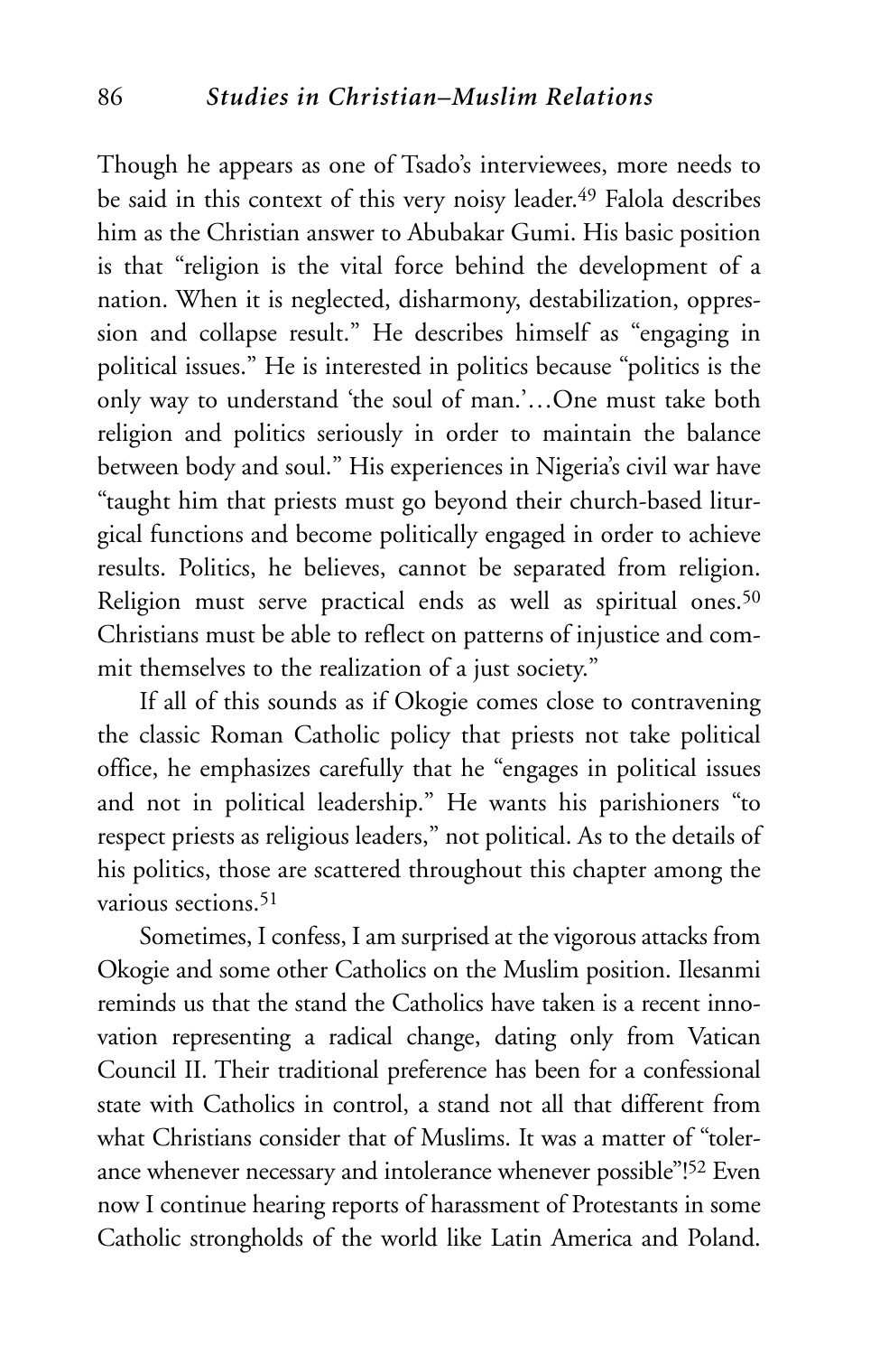Though he appears as one of Tsado's interviewees, more needs to be said in this context of this very noisy leader.[49] Falola describes him as the Christian answer to Abubakar Gumi. His basic position is that "religion is the vital force behind the development of a nation. When it is neglected, disharmony, destabilization, oppression and collapse result." He describes himself as "engaging in political issues." He is interested in politics because "politics is the only way to understand 'the soul of man.'…One must take both religion and politics seriously in order to maintain the balance between body and soul." His experiences in Nigeria's civil war have "taught him that priests must go beyond their church-based liturgical functions and become politically engaged in order to achieve results. Politics, he believes, cannot be separated from religion. Religion must serve practical ends as well as spiritual ones.[50] Christians must be able to reflect on patterns of injustice and commit themselves to the realization of a just society."

If all of this sounds as if Okogie comes close to contravening the classic Roman Catholic policy that priests not take political office, he emphasizes carefully that he "engages in political issues and not in political leadership." He wants his parishioners "to respect priests as religious leaders," not political. As to the details of his politics, those are scattered throughout this chapter among the various sections.[51]

Sometimes, I confess, I am surprised at the vigorous attacks from Okogie and some other Catholics on the Muslim position. Ilesanmi reminds us that the stand the Catholics have taken is a recent innovation representing a radical change, dating only from Vatican Council II. Their traditional preference has been for a confessional state with Catholics in control, a stand not all that different from what Christians consider that of Muslims. It was a matter of "tolerance whenever necessary and intolerance whenever possible"![52] Even now I continue hearing reports of harassment of Protestants in some Catholic strongholds of the world like Latin America and Poland.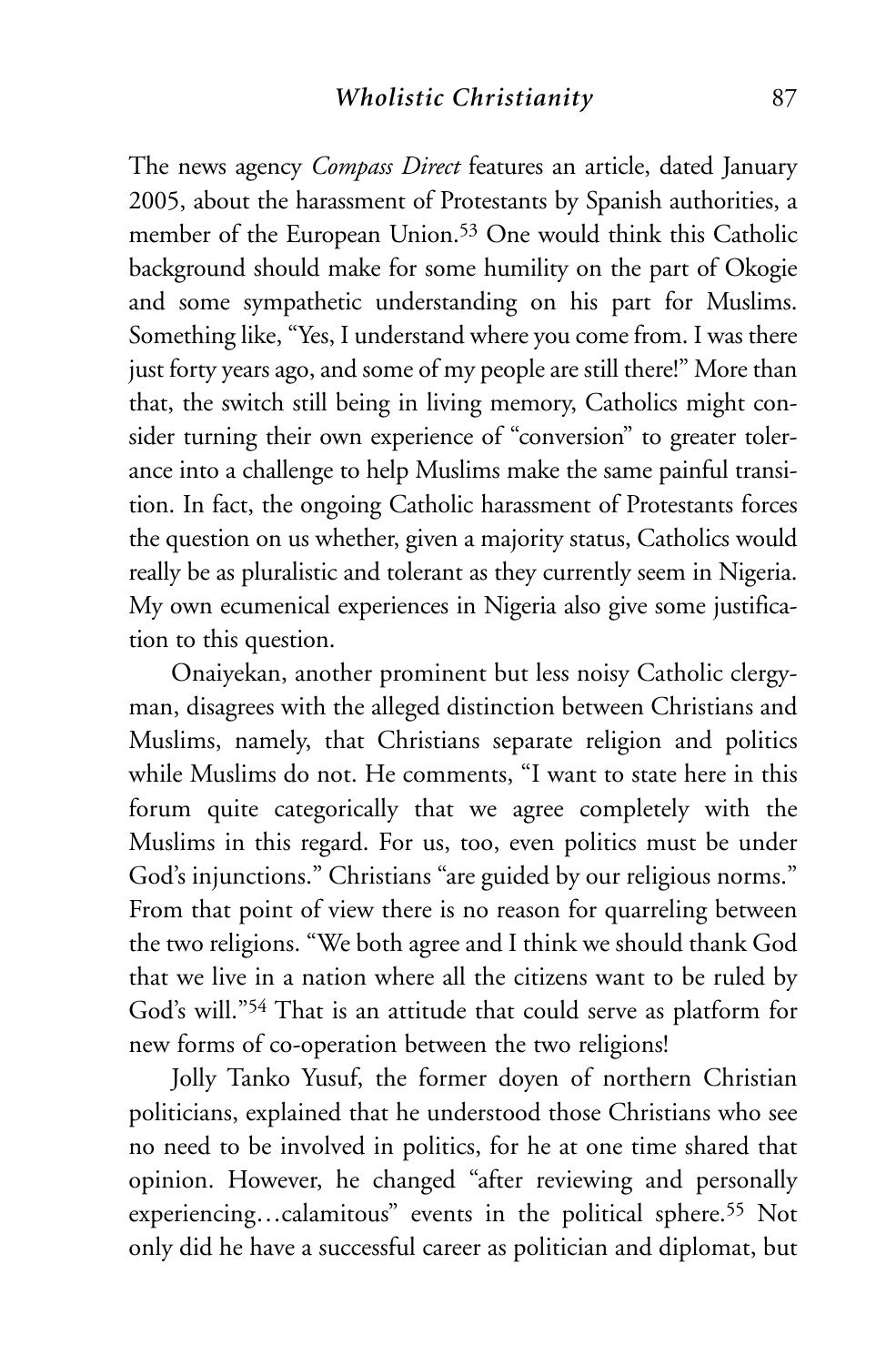The news agency *Compass Direct* features an article, dated January 2005, about the harassment of Protestants by Spanish authorities, a member of the European Union.[53] One would think this Catholic background should make for some humility on the part of Okogie and some sympathetic understanding on his part for Muslims. Something like, "Yes, I understand where you come from. I was there just forty years ago, and some of my people are still there!" More than that, the switch still being in living memory, Catholics might consider turning their own experience of "conversion" to greater tolerance into a challenge to help Muslims make the same painful transition. In fact, the ongoing Catholic harassment of Protestants forces the question on us whether, given a majority status, Catholics would really be as pluralistic and tolerant as they currently seem in Nigeria. My own ecumenical experiences in Nigeria also give some justification to this question.

Onaiyekan, another prominent but less noisy Catholic clergyman, disagrees with the alleged distinction between Christians and Muslims, namely, that Christians separate religion and politics while Muslims do not. He comments, "I want to state here in this forum quite categorically that we agree completely with the Muslims in this regard. For us, too, even politics must be under God's injunctions." Christians "are guided by our religious norms." From that point of view there is no reason for quarreling between the two religions. "We both agree and I think we should thank God that we live in a nation where all the citizens want to be ruled by God's will."[54] That is an attitude that could serve as platform for new forms of co-operation between the two religions!

Jolly Tanko Yusuf, the former doyen of northern Christian politicians, explained that he understood those Christians who see no need to be involved in politics, for he at one time shared that opinion. However, he changed "after reviewing and personally experiencing…calamitous" events in the political sphere.[55] Not only did he have a successful career as politician and diplomat, but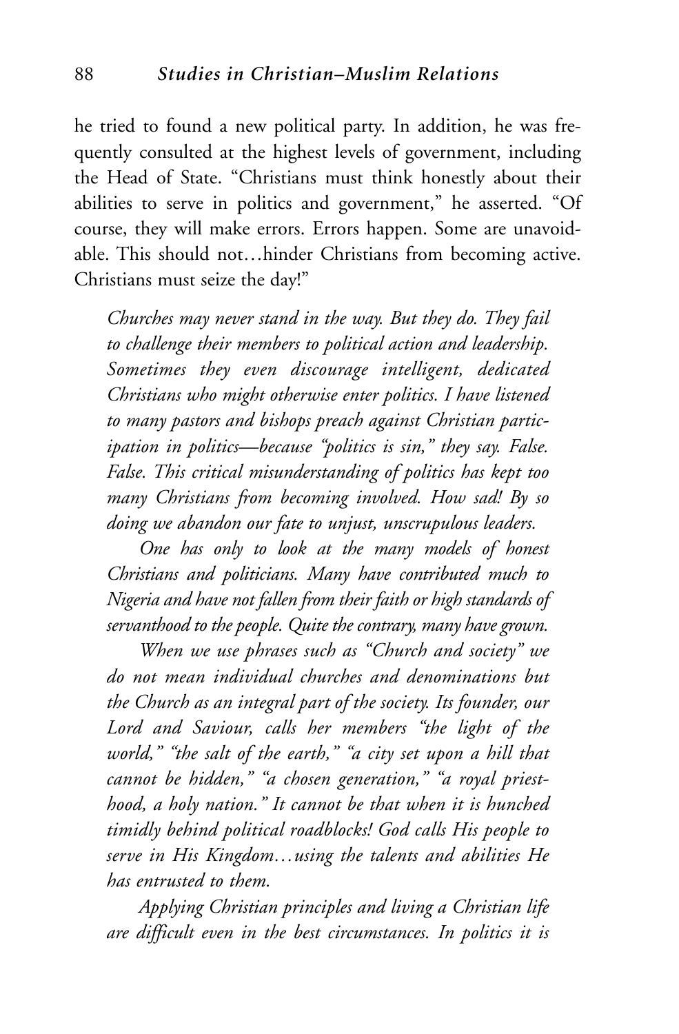he tried to found a new political party. In addition, he was frequently consulted at the highest levels of government, including the Head of State. "Christians must think honestly about their abilities to serve in politics and government," he asserted. "Of course, they will make errors. Errors happen. Some are unavoidable. This should not…hinder Christians from becoming active. Christians must seize the day!"

> *Churches may never stand in the way. But they do. They fail to challenge their members to political action and leadership. Sometimes they even discourage intelligent, dedicated Christians who might otherwise enter politics. I have listened to many pastors and bishops preach against Christian participation in politics—because "politics is sin," they say. False. False. This critical misunderstanding of politics has kept too many Christians from becoming involved. How sad! By so doing we abandon our fate to unjust, unscrupulous leaders.*
>
> *One has only to look at the many models of honest Christians and politicians. Many have contributed much to Nigeria and have not fallen from their faith or high standards of servanthood to the people. Quite the contrary, many have grown.*
>
> *When we use phrases such as "Church and society" we do not mean individual churches and denominations but the Church as an integral part of the society. Its founder, our Lord and Saviour, calls her members "the light of the world," "the salt of the earth," "a city set upon a hill that cannot be hidden," "a chosen generation," "a royal priesthood, a holy nation." It cannot be that when it is hunched timidly behind political roadblocks! God calls His people to serve in His Kingdom…using the talents and abilities He has entrusted to them.*
>
> *Applying Christian principles and living a Christian life are difficult even in the best circumstances. In politics it is*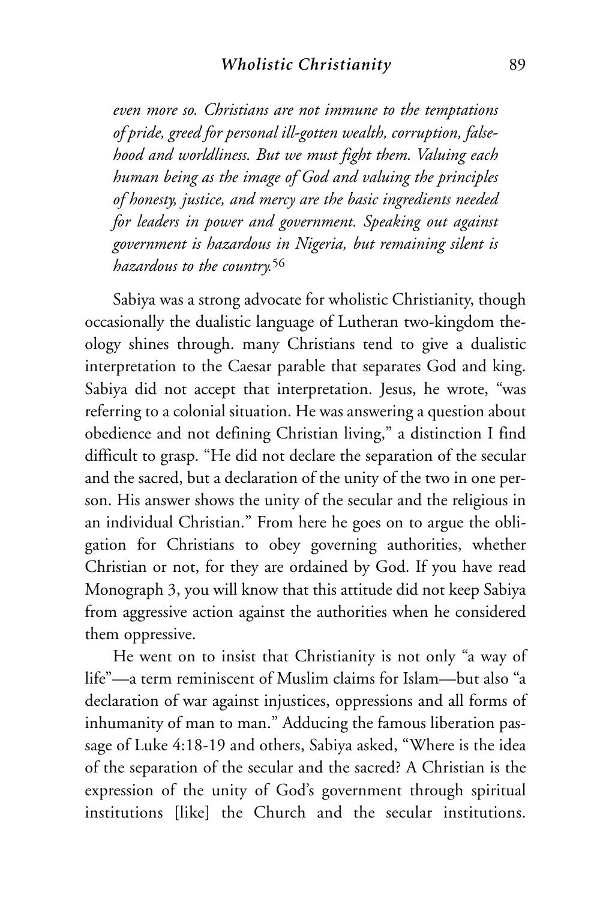*even more so. Christians are not immune to the temptations of pride, greed for personal ill-gotten wealth, corruption, falsehood and worldliness. But we must fight them. Valuing each human being as the image of God and valuing the principles of honesty, justice, and mercy are the basic ingredients needed for leaders in power and government. Speaking out against government is hazardous in Nigeria, but remaining silent is hazardous to the country.*[56]

Sabiya was a strong advocate for wholistic Christianity, though occasionally the dualistic language of Lutheran two-kingdom theology shines through. many Christians tend to give a dualistic interpretation to the Caesar parable that separates God and king. Sabiya did not accept that interpretation. Jesus, he wrote, "was referring to a colonial situation. He was answering a question about obedience and not defining Christian living," a distinction I find difficult to grasp. "He did not declare the separation of the secular and the sacred, but a declaration of the unity of the two in one person. His answer shows the unity of the secular and the religious in an individual Christian." From here he goes on to argue the obligation for Christians to obey governing authorities, whether Christian or not, for they are ordained by God. If you have read Monograph 3, you will know that this attitude did not keep Sabiya from aggressive action against the authorities when he considered them oppressive.

He went on to insist that Christianity is not only "a way of life"—a term reminiscent of Muslim claims for Islam—but also "a declaration of war against injustices, oppressions and all forms of inhumanity of man to man." Adducing the famous liberation passage of Luke 4:18-19 and others, Sabiya asked, "Where is the idea of the separation of the secular and the sacred? A Christian is the expression of the unity of God's government through spiritual institutions [like] the Church and the secular institutions.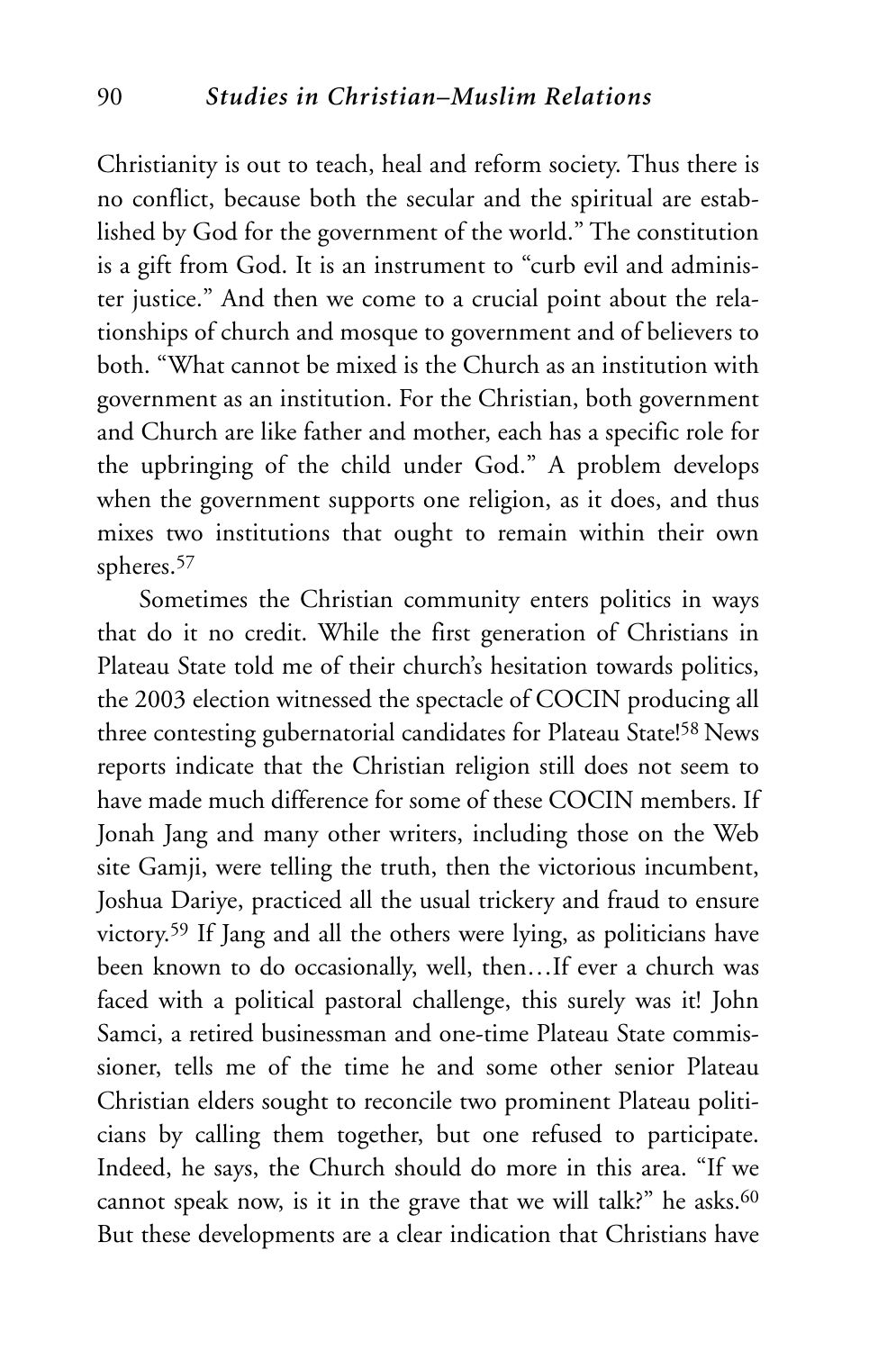Christianity is out to teach, heal and reform society. Thus there is no conflict, because both the secular and the spiritual are established by God for the government of the world." The constitution is a gift from God. It is an instrument to "curb evil and administer justice." And then we come to a crucial point about the relationships of church and mosque to government and of believers to both. "What cannot be mixed is the Church as an institution with government as an institution. For the Christian, both government and Church are like father and mother, each has a specific role for the upbringing of the child under God." A problem develops when the government supports one religion, as it does, and thus mixes two institutions that ought to remain within their own spheres.[57]

Sometimes the Christian community enters politics in ways that do it no credit. While the first generation of Christians in Plateau State told me of their church's hesitation towards politics, the 2003 election witnessed the spectacle of COCIN producing all three contesting gubernatorial candidates for Plateau State![58] News reports indicate that the Christian religion still does not seem to have made much difference for some of these COCIN members. If Jonah Jang and many other writers, including those on the Web site Gamji, were telling the truth, then the victorious incumbent, Joshua Dariye, practiced all the usual trickery and fraud to ensure victory.[59] If Jang and all the others were lying, as politicians have been known to do occasionally, well, then…If ever a church was faced with a political pastoral challenge, this surely was it! John Samci, a retired businessman and one-time Plateau State commissioner, tells me of the time he and some other senior Plateau Christian elders sought to reconcile two prominent Plateau politicians by calling them together, but one refused to participate. Indeed, he says, the Church should do more in this area. "If we cannot speak now, is it in the grave that we will talk?" he asks.[60] But these developments are a clear indication that Christians have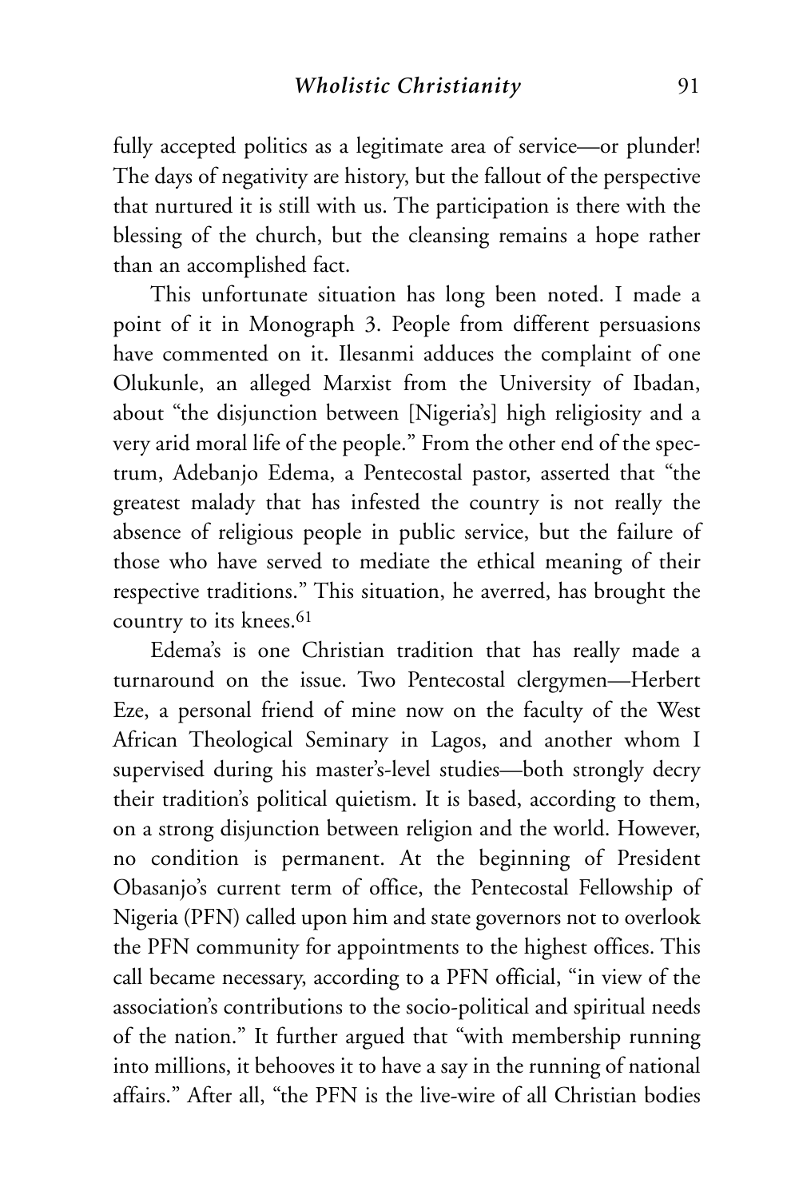fully accepted politics as a legitimate area of service—or plunder! The days of negativity are history, but the fallout of the perspective that nurtured it is still with us. The participation is there with the blessing of the church, but the cleansing remains a hope rather than an accomplished fact.

This unfortunate situation has long been noted. I made a point of it in Monograph 3. People from different persuasions have commented on it. Ilesanmi adduces the complaint of one Olukunle, an alleged Marxist from the University of Ibadan, about "the disjunction between [Nigeria's] high religiosity and a very arid moral life of the people." From the other end of the spectrum, Adebanjo Edema, a Pentecostal pastor, asserted that "the greatest malady that has infested the country is not really the absence of religious people in public service, but the failure of those who have served to mediate the ethical meaning of their respective traditions." This situation, he averred, has brought the country to its knees.[61]

Edema's is one Christian tradition that has really made a turnaround on the issue. Two Pentecostal clergymen—Herbert Eze, a personal friend of mine now on the faculty of the West African Theological Seminary in Lagos, and another whom I supervised during his master's-level studies—both strongly decry their tradition's political quietism. It is based, according to them, on a strong disjunction between religion and the world. However, no condition is permanent. At the beginning of President Obasanjo's current term of office, the Pentecostal Fellowship of Nigeria (PFN) called upon him and state governors not to overlook the PFN community for appointments to the highest offices. This call became necessary, according to a PFN official, "in view of the association's contributions to the socio-political and spiritual needs of the nation." It further argued that "with membership running into millions, it behooves it to have a say in the running of national affairs." After all, "the PFN is the live-wire of all Christian bodies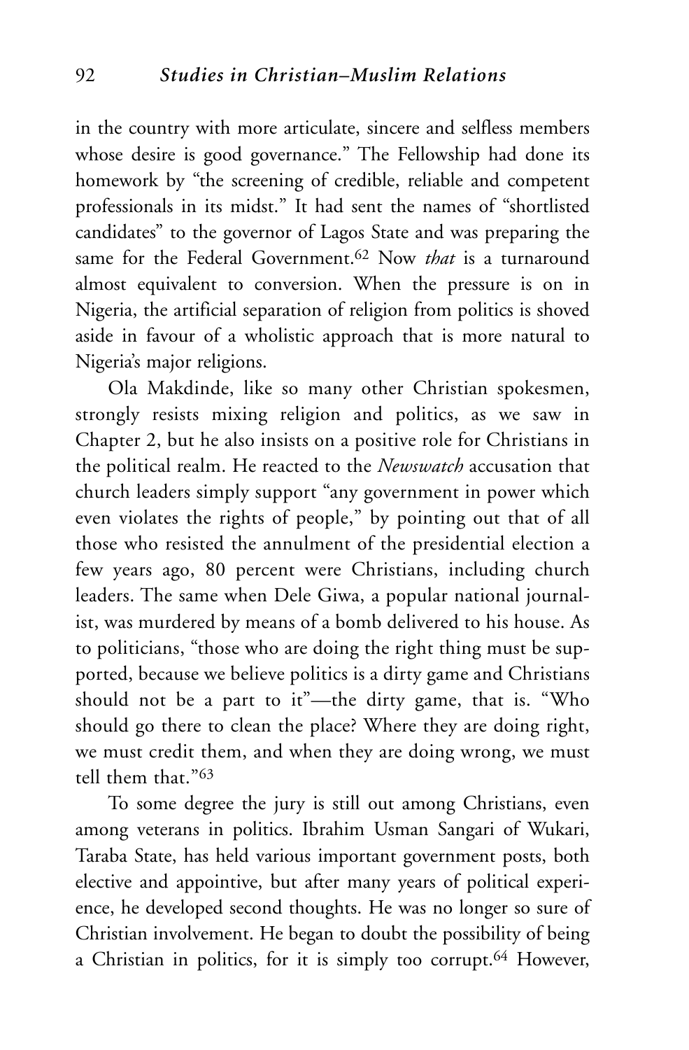in the country with more articulate, sincere and selfless members whose desire is good governance." The Fellowship had done its homework by "the screening of credible, reliable and competent professionals in its midst." It had sent the names of "shortlisted candidates" to the governor of Lagos State and was preparing the same for the Federal Government.[62] Now *that* is a turnaround almost equivalent to conversion. When the pressure is on in Nigeria, the artificial separation of religion from politics is shoved aside in favour of a wholistic approach that is more natural to Nigeria's major religions.

Ola Makdinde, like so many other Christian spokesmen, strongly resists mixing religion and politics, as we saw in Chapter 2, but he also insists on a positive role for Christians in the political realm. He reacted to the *Newswatch* accusation that church leaders simply support "any government in power which even violates the rights of people," by pointing out that of all those who resisted the annulment of the presidential election a few years ago, 80 percent were Christians, including church leaders. The same when Dele Giwa, a popular national journalist, was murdered by means of a bomb delivered to his house. As to politicians, "those who are doing the right thing must be supported, because we believe politics is a dirty game and Christians should not be a part to it"—the dirty game, that is. "Who should go there to clean the place? Where they are doing right, we must credit them, and when they are doing wrong, we must tell them that."[63]

To some degree the jury is still out among Christians, even among veterans in politics. Ibrahim Usman Sangari of Wukari, Taraba State, has held various important government posts, both elective and appointive, but after many years of political experience, he developed second thoughts. He was no longer so sure of Christian involvement. He began to doubt the possibility of being a Christian in politics, for it is simply too corrupt.[64] However,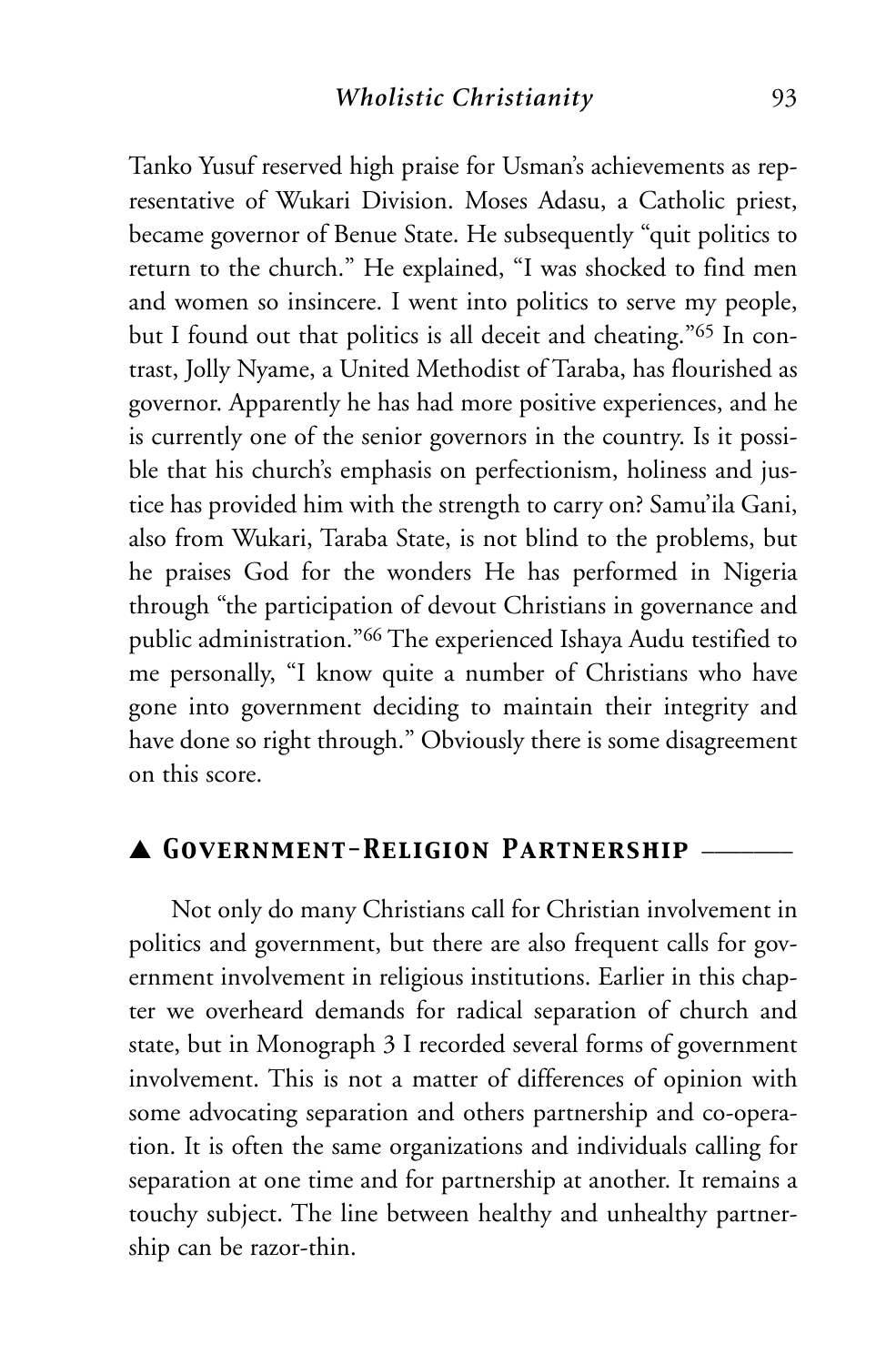Tanko Yusuf reserved high praise for Usman's achievements as representative of Wukari Division. Moses Adasu, a Catholic priest, became governor of Benue State. He subsequently "quit politics to return to the church." He explained, "I was shocked to find men and women so insincere. I went into politics to serve my people, but I found out that politics is all deceit and cheating."[65] In contrast, Jolly Nyame, a United Methodist of Taraba, has flourished as governor. Apparently he has had more positive experiences, and he is currently one of the senior governors in the country. Is it possible that his church's emphasis on perfectionism, holiness and justice has provided him with the strength to carry on? Samu'ila Gani, also from Wukari, Taraba State, is not blind to the problems, but he praises God for the wonders He has performed in Nigeria through "the participation of devout Christians in governance and public administration."[66] The experienced Ishaya Audu testified to me personally, "I know quite a number of Christians who have gone into government deciding to maintain their integrity and have done so right through." Obviously there is some disagreement on this score.

## ▲ Government-Religion Partnership

Not only do many Christians call for Christian involvement in politics and government, but there are also frequent calls for government involvement in religious institutions. Earlier in this chapter we overheard demands for radical separation of church and state, but in Monograph 3 I recorded several forms of government involvement. This is not a matter of differences of opinion with some advocating separation and others partnership and co-operation. It is often the same organizations and individuals calling for separation at one time and for partnership at another. It remains a touchy subject. The line between healthy and unhealthy partnership can be razor-thin.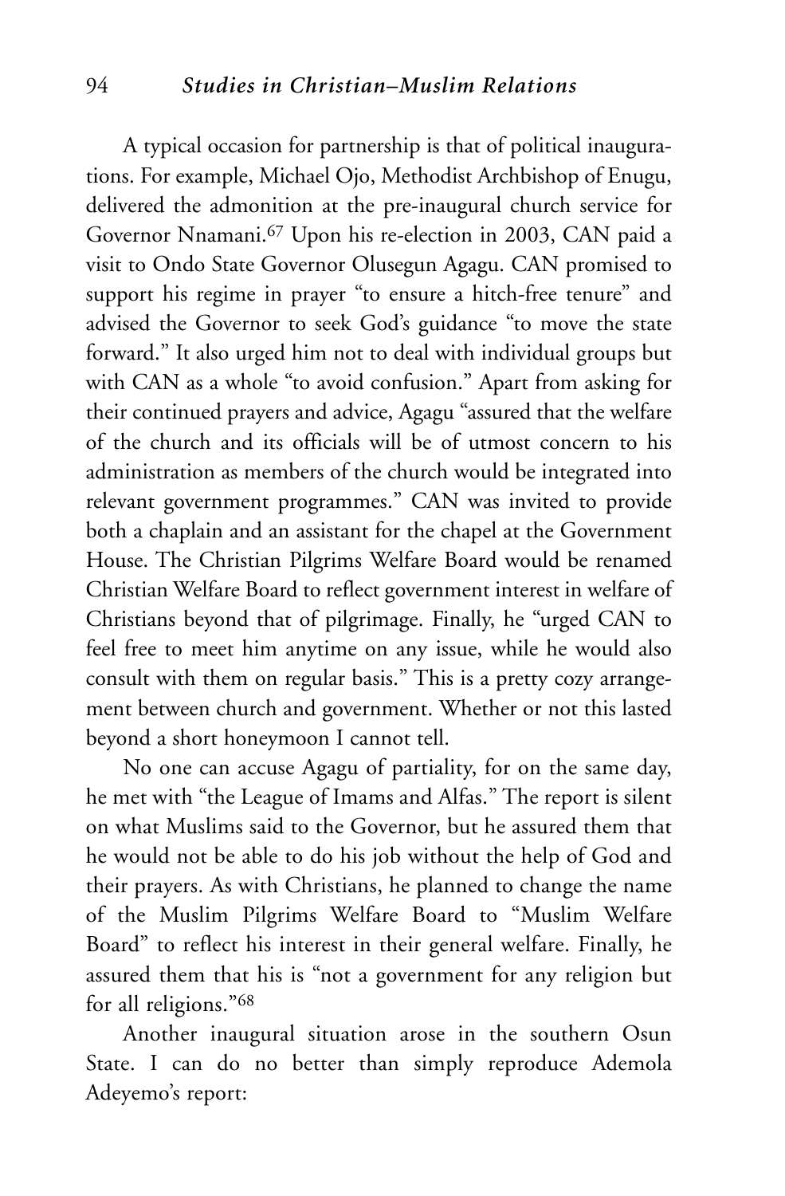A typical occasion for partnership is that of political inaugurations. For example, Michael Ojo, Methodist Archbishop of Enugu, delivered the admonition at the pre-inaugural church service for Governor Nnamani.[67] Upon his re-election in 2003, CAN paid a visit to Ondo State Governor Olusegun Agagu. CAN promised to support his regime in prayer "to ensure a hitch-free tenure" and advised the Governor to seek God's guidance "to move the state forward." It also urged him not to deal with individual groups but with CAN as a whole "to avoid confusion." Apart from asking for their continued prayers and advice, Agagu "assured that the welfare of the church and its officials will be of utmost concern to his administration as members of the church would be integrated into relevant government programmes." CAN was invited to provide both a chaplain and an assistant for the chapel at the Government House. The Christian Pilgrims Welfare Board would be renamed Christian Welfare Board to reflect government interest in welfare of Christians beyond that of pilgrimage. Finally, he "urged CAN to feel free to meet him anytime on any issue, while he would also consult with them on regular basis." This is a pretty cozy arrangement between church and government. Whether or not this lasted beyond a short honeymoon I cannot tell.

No one can accuse Agagu of partiality, for on the same day, he met with "the League of Imams and Alfas." The report is silent on what Muslims said to the Governor, but he assured them that he would not be able to do his job without the help of God and their prayers. As with Christians, he planned to change the name of the Muslim Pilgrims Welfare Board to "Muslim Welfare Board" to reflect his interest in their general welfare. Finally, he assured them that his is "not a government for any religion but for all religions."[68]

Another inaugural situation arose in the southern Osun State. I can do no better than simply reproduce Ademola Adeyemo's report: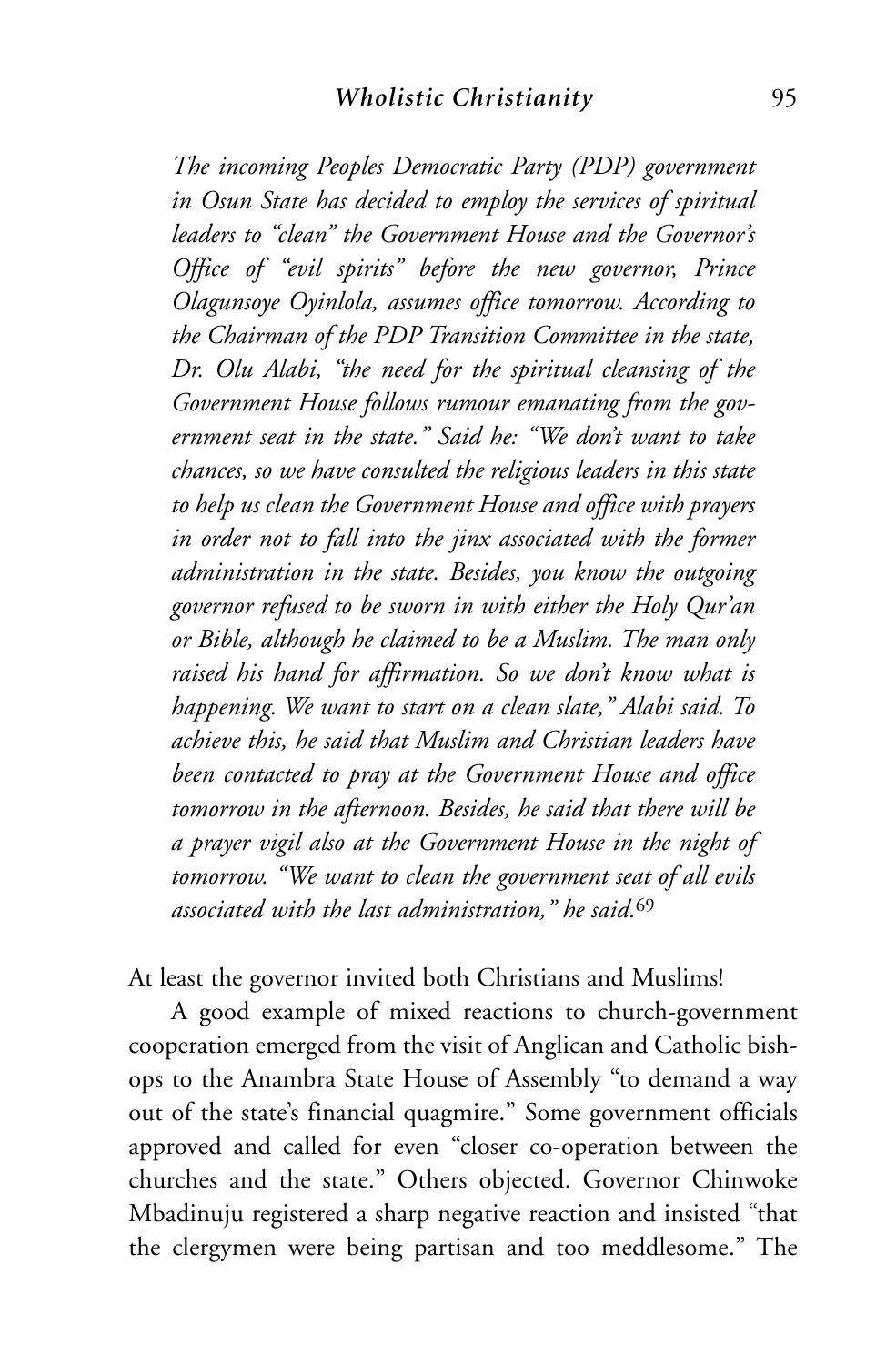*The incoming Peoples Democratic Party (PDP) government in Osun State has decided to employ the services of spiritual leaders to "clean" the Government House and the Governor's Office of "evil spirits" before the new governor, Prince Olagunsoye Oyinlola, assumes office tomorrow. According to the Chairman of the PDP Transition Committee in the state, Dr. Olu Alabi, "the need for the spiritual cleansing of the Government House follows rumour emanating from the government seat in the state." Said he: "We don't want to take chances, so we have consulted the religious leaders in this state to help us clean the Government House and office with prayers in order not to fall into the jinx associated with the former administration in the state. Besides, you know the outgoing governor refused to be sworn in with either the Holy Qur'an or Bible, although he claimed to be a Muslim. The man only raised his hand for affirmation. So we don't know what is happening. We want to start on a clean slate," Alabi said. To achieve this, he said that Muslim and Christian leaders have been contacted to pray at the Government House and office tomorrow in the afternoon. Besides, he said that there will be a prayer vigil also at the Government House in the night of tomorrow. "We want to clean the government seat of all evils associated with the last administration," he said.*[69]

At least the governor invited both Christians and Muslims!

A good example of mixed reactions to church-government cooperation emerged from the visit of Anglican and Catholic bishops to the Anambra State House of Assembly "to demand a way out of the state's financial quagmire." Some government officials approved and called for even "closer co-operation between the churches and the state." Others objected. Governor Chinwoke Mbadinuju registered a sharp negative reaction and insisted "that the clergymen were being partisan and too meddlesome." The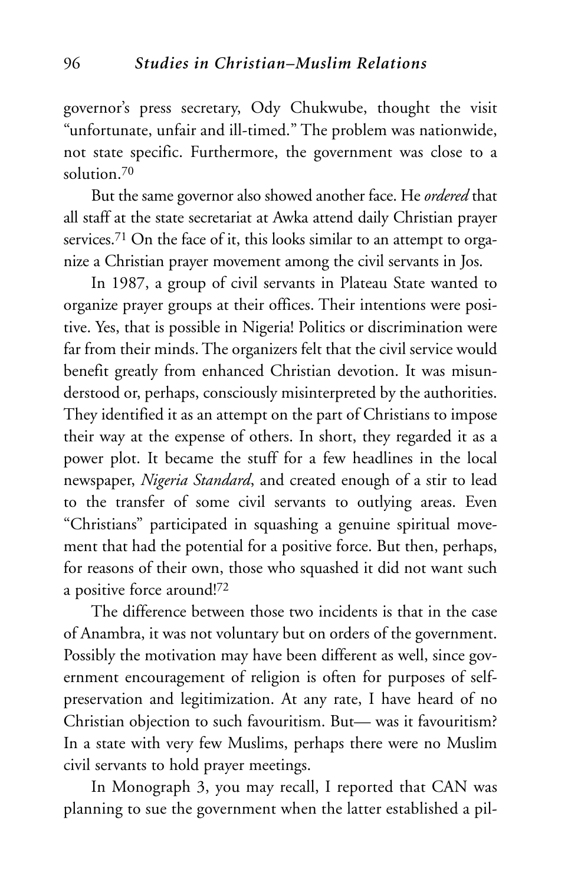governor's press secretary, Ody Chukwube, thought the visit "unfortunate, unfair and ill-timed." The problem was nationwide, not state specific. Furthermore, the government was close to a solution.[70]

But the same governor also showed another face. He *ordered* that all staff at the state secretariat at Awka attend daily Christian prayer services.[71] On the face of it, this looks similar to an attempt to organize a Christian prayer movement among the civil servants in Jos.

In 1987, a group of civil servants in Plateau State wanted to organize prayer groups at their offices. Their intentions were positive. Yes, that is possible in Nigeria! Politics or discrimination were far from their minds. The organizers felt that the civil service would benefit greatly from enhanced Christian devotion. It was misunderstood or, perhaps, consciously misinterpreted by the authorities. They identified it as an attempt on the part of Christians to impose their way at the expense of others. In short, they regarded it as a power plot. It became the stuff for a few headlines in the local newspaper, *Nigeria Standard*, and created enough of a stir to lead to the transfer of some civil servants to outlying areas. Even "Christians" participated in squashing a genuine spiritual movement that had the potential for a positive force. But then, perhaps, for reasons of their own, those who squashed it did not want such a positive force around![72]

The difference between those two incidents is that in the case of Anambra, it was not voluntary but on orders of the government. Possibly the motivation may have been different as well, since government encouragement of religion is often for purposes of self-preservation and legitimization. At any rate, I have heard of no Christian objection to such favouritism. But— was it favouritism? In a state with very few Muslims, perhaps there were no Muslim civil servants to hold prayer meetings.

In Monograph 3, you may recall, I reported that CAN was planning to sue the government when the latter established a pil-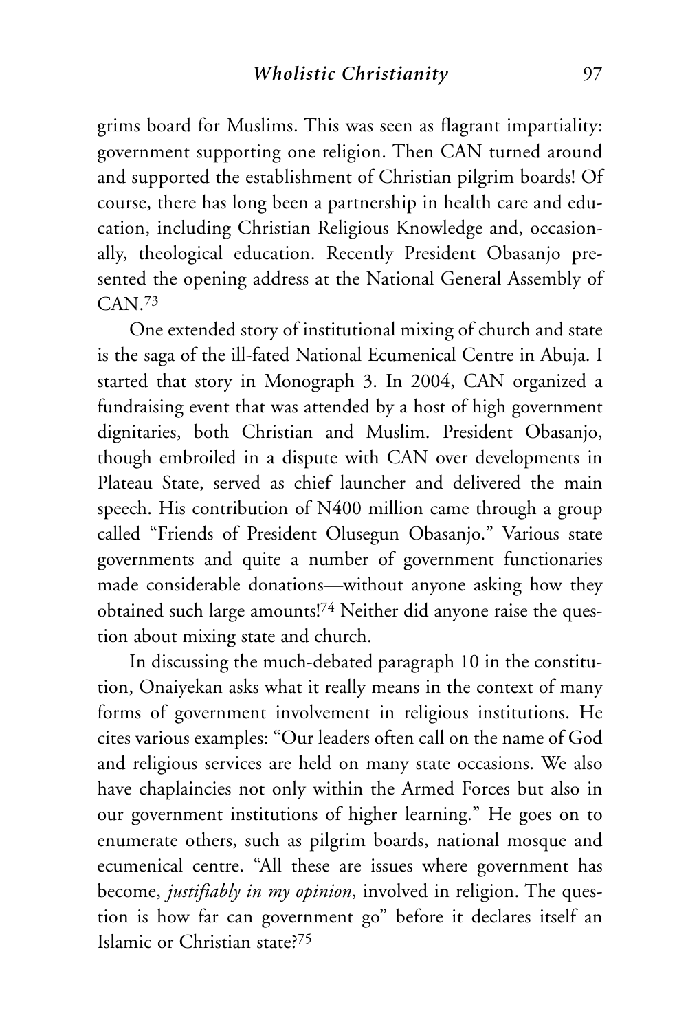grims board for Muslims. This was seen as flagrant impartiality: government supporting one religion. Then CAN turned around and supported the establishment of Christian pilgrim boards! Of course, there has long been a partnership in health care and education, including Christian Religious Knowledge and, occasionally, theological education. Recently President Obasanjo presented the opening address at the National General Assembly of CAN.[73]

One extended story of institutional mixing of church and state is the saga of the ill-fated National Ecumenical Centre in Abuja. I started that story in Monograph 3. In 2004, CAN organized a fundraising event that was attended by a host of high government dignitaries, both Christian and Muslim. President Obasanjo, though embroiled in a dispute with CAN over developments in Plateau State, served as chief launcher and delivered the main speech. His contribution of N400 million came through a group called "Friends of President Olusegun Obasanjo." Various state governments and quite a number of government functionaries made considerable donations—without anyone asking how they obtained such large amounts![74] Neither did anyone raise the question about mixing state and church.

In discussing the much-debated paragraph 10 in the constitution, Onaiyekan asks what it really means in the context of many forms of government involvement in religious institutions. He cites various examples: "Our leaders often call on the name of God and religious services are held on many state occasions. We also have chaplaincies not only within the Armed Forces but also in our government institutions of higher learning." He goes on to enumerate others, such as pilgrim boards, national mosque and ecumenical centre. "All these are issues where government has become, *justifiably in my opinion*, involved in religion. The question is how far can government go" before it declares itself an Islamic or Christian state?[75]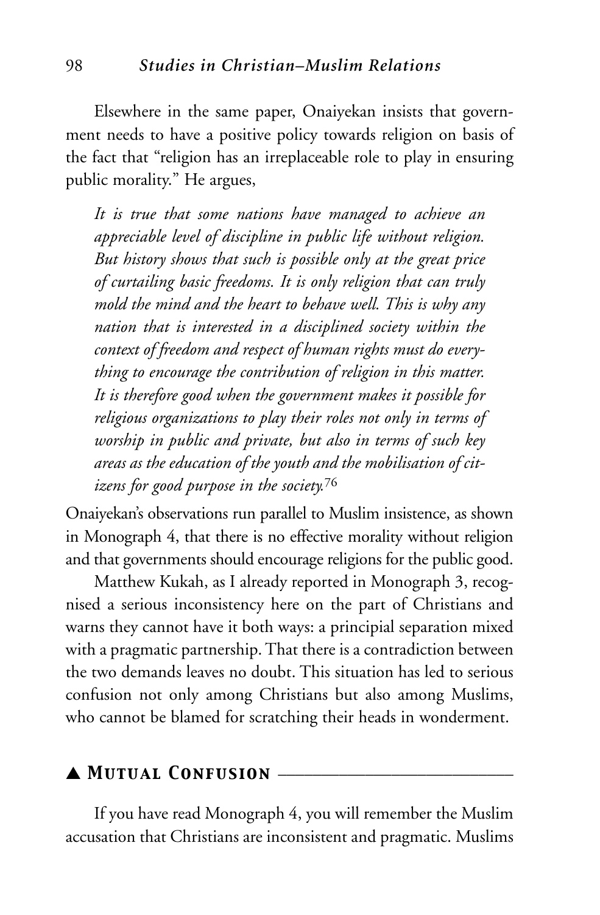Elsewhere in the same paper, Onaiyekan insists that government needs to have a positive policy towards religion on basis of the fact that "religion has an irreplaceable role to play in ensuring public morality." He argues,

> *It is true that some nations have managed to achieve an appreciable level of discipline in public life without religion. But history shows that such is possible only at the great price of curtailing basic freedoms. It is only religion that can truly mold the mind and the heart to behave well. This is why any nation that is interested in a disciplined society within the context of freedom and respect of human rights must do everything to encourage the contribution of religion in this matter. It is therefore good when the government makes it possible for religious organizations to play their roles not only in terms of worship in public and private, but also in terms of such key areas as the education of the youth and the mobilisation of citizens for good purpose in the society.*[76]

Onaiyekan's observations run parallel to Muslim insistence, as shown in Monograph 4, that there is no effective morality without religion and that governments should encourage religions for the public good.

Matthew Kukah, as I already reported in Monograph 3, recognised a serious inconsistency here on the part of Christians and warns they cannot have it both ways: a principial separation mixed with a pragmatic partnership. That there is a contradiction between the two demands leaves no doubt. This situation has led to serious confusion not only among Christians but also among Muslims, who cannot be blamed for scratching their heads in wonderment.

## ▲ Mutual Confusion

If you have read Monograph 4, you will remember the Muslim accusation that Christians are inconsistent and pragmatic. Muslims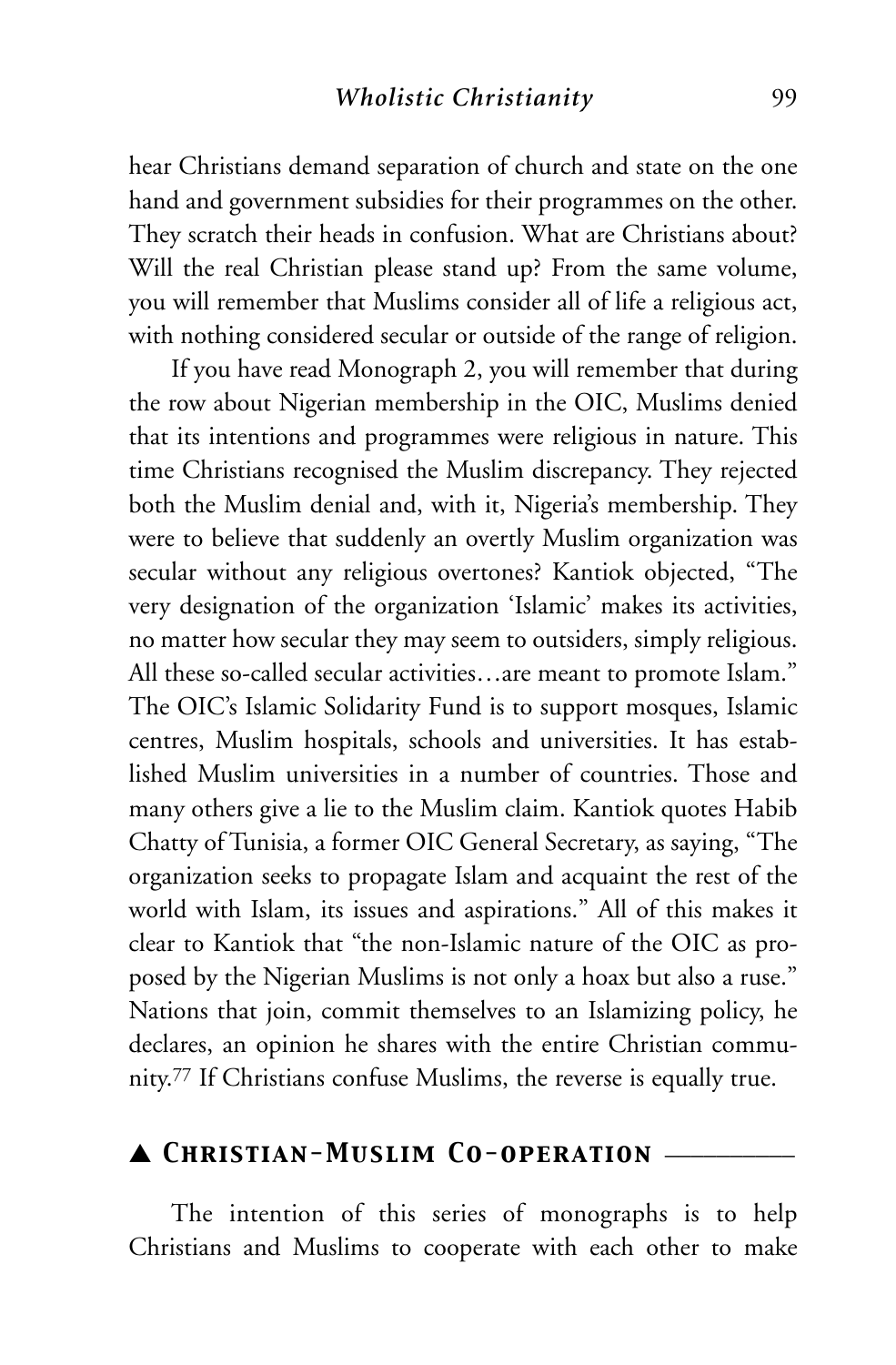hear Christians demand separation of church and state on the one hand and government subsidies for their programmes on the other. They scratch their heads in confusion. What are Christians about? Will the real Christian please stand up? From the same volume, you will remember that Muslims consider all of life a religious act, with nothing considered secular or outside of the range of religion.

If you have read Monograph 2, you will remember that during the row about Nigerian membership in the OIC, Muslims denied that its intentions and programmes were religious in nature. This time Christians recognised the Muslim discrepancy. They rejected both the Muslim denial and, with it, Nigeria's membership. They were to believe that suddenly an overtly Muslim organization was secular without any religious overtones? Kantiok objected, "The very designation of the organization 'Islamic' makes its activities, no matter how secular they may seem to outsiders, simply religious. All these so-called secular activities…are meant to promote Islam." The OIC's Islamic Solidarity Fund is to support mosques, Islamic centres, Muslim hospitals, schools and universities. It has established Muslim universities in a number of countries. Those and many others give a lie to the Muslim claim. Kantiok quotes Habib Chatty of Tunisia, a former OIC General Secretary, as saying, "The organization seeks to propagate Islam and acquaint the rest of the world with Islam, its issues and aspirations." All of this makes it clear to Kantiok that "the non-Islamic nature of the OIC as proposed by the Nigerian Muslims is not only a hoax but also a ruse." Nations that join, commit themselves to an Islamizing policy, he declares, an opinion he shares with the entire Christian community.[77] If Christians confuse Muslims, the reverse is equally true.

## ▲ Christian-Muslim Co-operation

The intention of this series of monographs is to help Christians and Muslims to cooperate with each other to make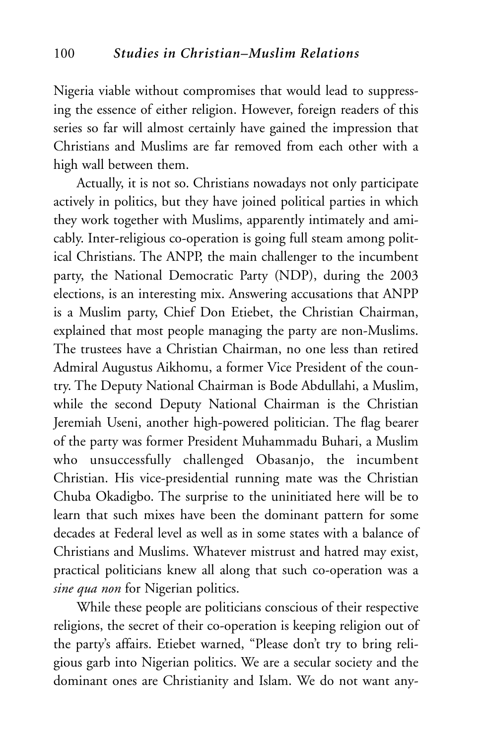Nigeria viable without compromises that would lead to suppressing the essence of either religion. However, foreign readers of this series so far will almost certainly have gained the impression that Christians and Muslims are far removed from each other with a high wall between them.

Actually, it is not so. Christians nowadays not only participate actively in politics, but they have joined political parties in which they work together with Muslims, apparently intimately and amicably. Inter-religious co-operation is going full steam among political Christians. The ANPP, the main challenger to the incumbent party, the National Democratic Party (NDP), during the 2003 elections, is an interesting mix. Answering accusations that ANPP is a Muslim party, Chief Don Etiebet, the Christian Chairman, explained that most people managing the party are non-Muslims. The trustees have a Christian Chairman, no one less than retired Admiral Augustus Aikhomu, a former Vice President of the country. The Deputy National Chairman is Bode Abdullahi, a Muslim, while the second Deputy National Chairman is the Christian Jeremiah Useni, another high-powered politician. The flag bearer of the party was former President Muhammadu Buhari, a Muslim who unsuccessfully challenged Obasanjo, the incumbent Christian. His vice-presidential running mate was the Christian Chuba Okadigbo. The surprise to the uninitiated here will be to learn that such mixes have been the dominant pattern for some decades at Federal level as well as in some states with a balance of Christians and Muslims. Whatever mistrust and hatred may exist, practical politicians knew all along that such co-operation was a *sine qua non* for Nigerian politics.

While these people are politicians conscious of their respective religions, the secret of their co-operation is keeping religion out of the party's affairs. Etiebet warned, "Please don't try to bring religious garb into Nigerian politics. We are a secular society and the dominant ones are Christianity and Islam. We do not want any-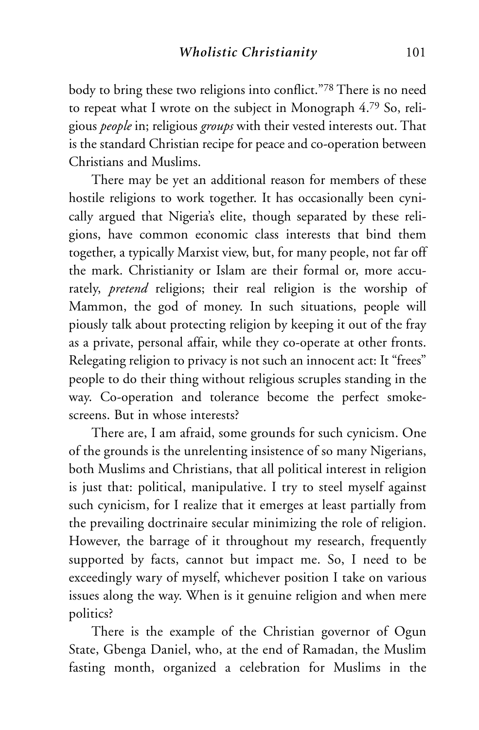body to bring these two religions into conflict."[78] There is no need to repeat what I wrote on the subject in Monograph 4.[79] So, religious *people* in; religious *groups* with their vested interests out. That is the standard Christian recipe for peace and co-operation between Christians and Muslims.

There may be yet an additional reason for members of these hostile religions to work together. It has occasionally been cynically argued that Nigeria's elite, though separated by these religions, have common economic class interests that bind them together, a typically Marxist view, but, for many people, not far off the mark. Christianity or Islam are their formal or, more accurately, *pretend* religions; their real religion is the worship of Mammon, the god of money. In such situations, people will piously talk about protecting religion by keeping it out of the fray as a private, personal affair, while they co-operate at other fronts. Relegating religion to privacy is not such an innocent act: It "frees" people to do their thing without religious scruples standing in the way. Co-operation and tolerance become the perfect smokescreens. But in whose interests?

There are, I am afraid, some grounds for such cynicism. One of the grounds is the unrelenting insistence of so many Nigerians, both Muslims and Christians, that all political interest in religion is just that: political, manipulative. I try to steel myself against such cynicism, for I realize that it emerges at least partially from the prevailing doctrinaire secular minimizing the role of religion. However, the barrage of it throughout my research, frequently supported by facts, cannot but impact me. So, I need to be exceedingly wary of myself, whichever position I take on various issues along the way. When is it genuine religion and when mere politics?

There is the example of the Christian governor of Ogun State, Gbenga Daniel, who, at the end of Ramadan, the Muslim fasting month, organized a celebration for Muslims in the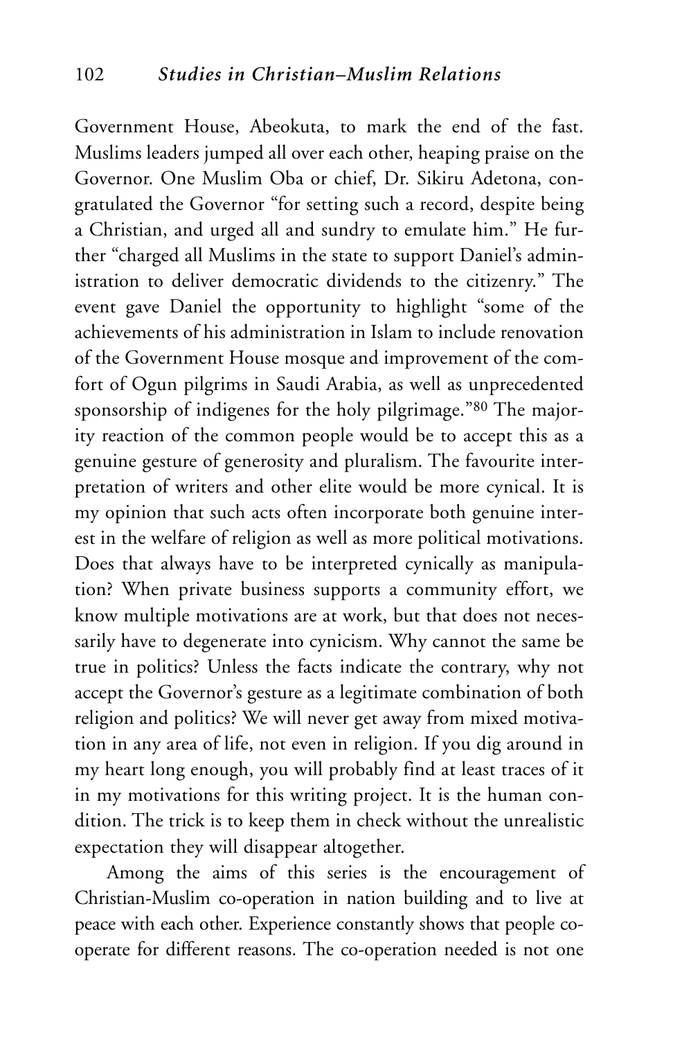Government House, Abeokuta, to mark the end of the fast. Muslims leaders jumped all over each other, heaping praise on the Governor. One Muslim Oba or chief, Dr. Sikiru Adetona, congratulated the Governor "for setting such a record, despite being a Christian, and urged all and sundry to emulate him." He further "charged all Muslims in the state to support Daniel's administration to deliver democratic dividends to the citizenry." The event gave Daniel the opportunity to highlight "some of the achievements of his administration in Islam to include renovation of the Government House mosque and improvement of the comfort of Ogun pilgrims in Saudi Arabia, as well as unprecedented sponsorship of indigenes for the holy pilgrimage."[80] The majority reaction of the common people would be to accept this as a genuine gesture of generosity and pluralism. The favourite interpretation of writers and other elite would be more cynical. It is my opinion that such acts often incorporate both genuine interest in the welfare of religion as well as more political motivations. Does that always have to be interpreted cynically as manipulation? When private business supports a community effort, we know multiple motivations are at work, but that does not necessarily have to degenerate into cynicism. Why cannot the same be true in politics? Unless the facts indicate the contrary, why not accept the Governor's gesture as a legitimate combination of both religion and politics? We will never get away from mixed motivation in any area of life, not even in religion. If you dig around in my heart long enough, you will probably find at least traces of it in my motivations for this writing project. It is the human condition. The trick is to keep them in check without the unrealistic expectation they will disappear altogether.

Among the aims of this series is the encouragement of Christian-Muslim co-operation in nation building and to live at peace with each other. Experience constantly shows that people co-operate for different reasons. The co-operation needed is not one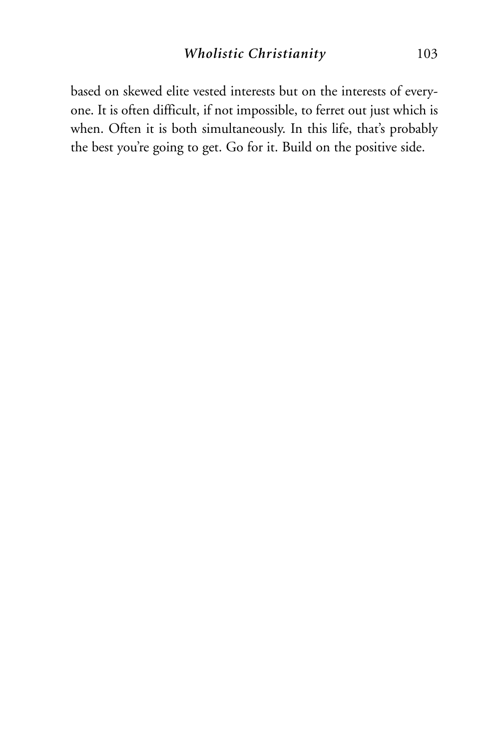based on skewed elite vested interests but on the interests of everyone. It is often difficult, if not impossible, to ferret out just which is when. Often it is both simultaneously. In this life, that's probably the best you're going to get. Go for it. Build on the positive side.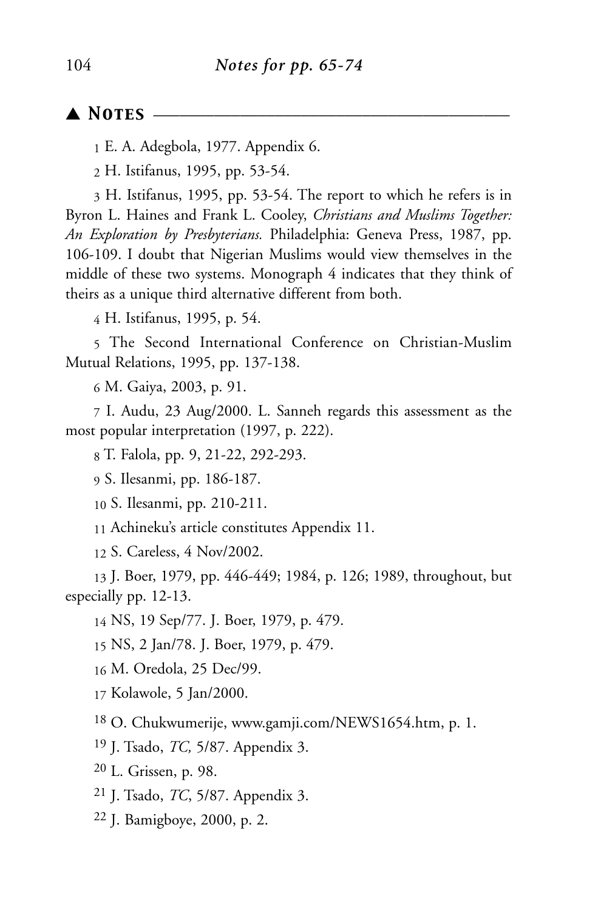## ▲ NOTES

1 E. A. Adegbola, 1977. Appendix 6.

2 H. Istifanus, 1995, pp. 53-54.

3 H. Istifanus, 1995, pp. 53-54. The report to which he refers is in Byron L. Haines and Frank L. Cooley, *Christians and Muslims Together: An Exploration by Presbyterians.* Philadelphia: Geneva Press, 1987, pp. 106-109. I doubt that Nigerian Muslims would view themselves in the middle of these two systems. Monograph 4 indicates that they think of theirs as a unique third alternative different from both.

4 H. Istifanus, 1995, p. 54.

5 The Second International Conference on Christian-Muslim Mutual Relations, 1995, pp. 137-138.

6 M. Gaiya, 2003, p. 91.

7 I. Audu, 23 Aug/2000. L. Sanneh regards this assessment as the most popular interpretation (1997, p. 222).

8 T. Falola, pp. 9, 21-22, 292-293.

9 S. Ilesanmi, pp. 186-187.

10 S. Ilesanmi, pp. 210-211.

11 Achineku's article constitutes Appendix 11.

12 S. Careless, 4 Nov/2002.

13 J. Boer, 1979, pp. 446-449; 1984, p. 126; 1989, throughout, but especially pp. 12-13.

14 NS, 19 Sep/77. J. Boer, 1979, p. 479.

15 NS, 2 Jan/78. J. Boer, 1979, p. 479.

16 M. Oredola, 25 Dec/99.

17 Kolawole, 5 Jan/2000.

18 O. Chukwumerije, www.gamji.com/NEWS1654.htm, p. 1.

19 J. Tsado, *TC,* 5/87. Appendix 3.

20 L. Grissen, p. 98.

21 J. Tsado, *TC*, 5/87. Appendix 3.

22 J. Bamigboye, 2000, p. 2.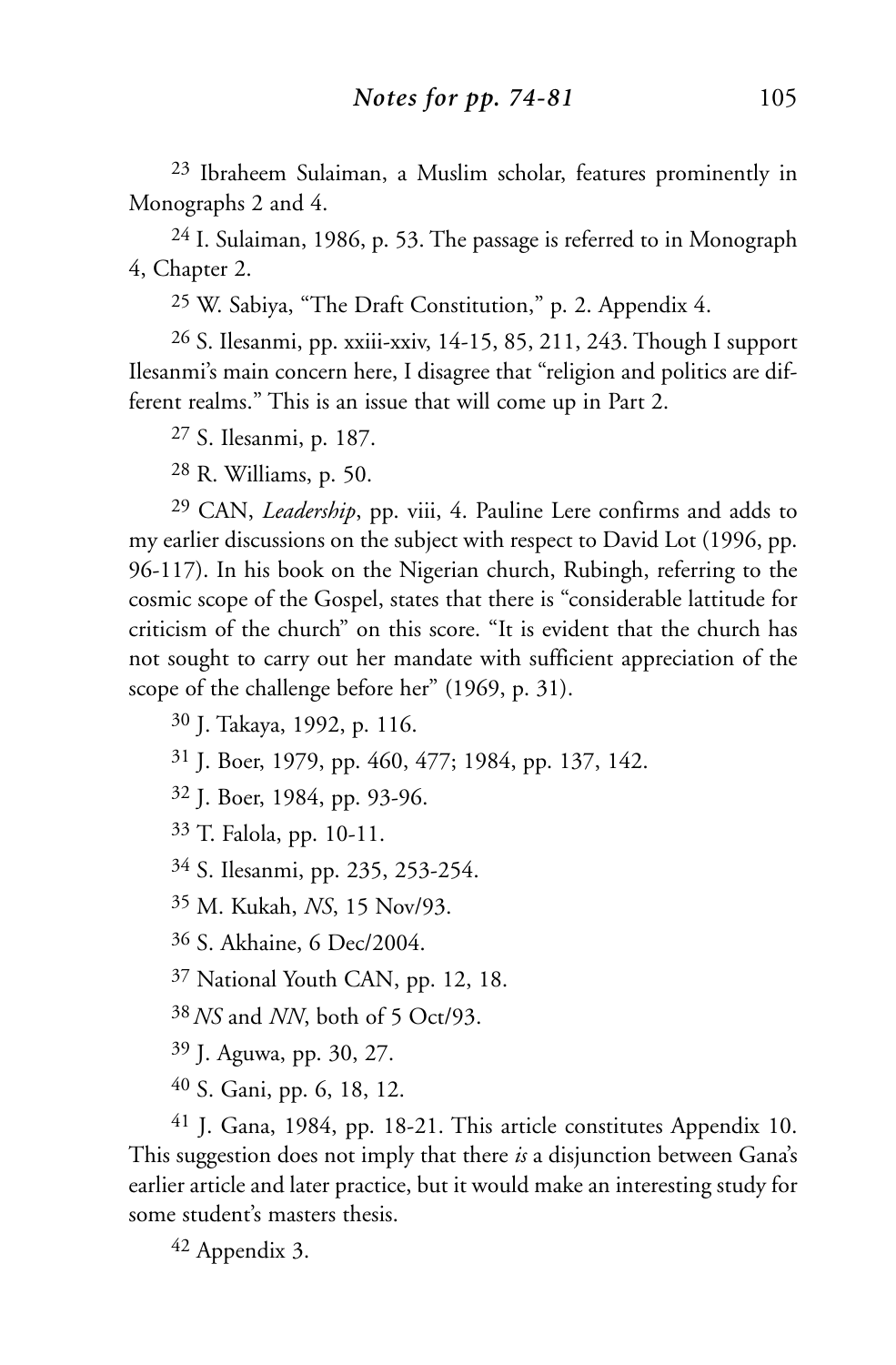[23] Ibraheem Sulaiman, a Muslim scholar, features prominently in Monographs 2 and 4.

[24] I. Sulaiman, 1986, p. 53. The passage is referred to in Monograph 4, Chapter 2.

[25] W. Sabiya, "The Draft Constitution," p. 2. Appendix 4.

[26] S. Ilesanmi, pp. xxiii-xxiv, 14-15, 85, 211, 243. Though I support Ilesanmi's main concern here, I disagree that "religion and politics are different realms." This is an issue that will come up in Part 2.

[27] S. Ilesanmi, p. 187.

[28] R. Williams, p. 50.

[29] CAN, *Leadership*, pp. viii, 4. Pauline Lere confirms and adds to my earlier discussions on the subject with respect to David Lot (1996, pp. 96-117). In his book on the Nigerian church, Rubingh, referring to the cosmic scope of the Gospel, states that there is "considerable lattitude for criticism of the church" on this score. "It is evident that the church has not sought to carry out her mandate with sufficient appreciation of the scope of the challenge before her" (1969, p. 31).

[30] J. Takaya, 1992, p. 116.

[31] J. Boer, 1979, pp. 460, 477; 1984, pp. 137, 142.

[32] J. Boer, 1984, pp. 93-96.

[33] T. Falola, pp. 10-11.

[34] S. Ilesanmi, pp. 235, 253-254.

[35] M. Kukah, *NS*, 15 Nov/93.

[36] S. Akhaine, 6 Dec/2004.

[37] National Youth CAN, pp. 12, 18.

[38] *NS* and *NN*, both of 5 Oct/93.

[39] J. Aguwa, pp. 30, 27.

[40] S. Gani, pp. 6, 18, 12.

[41] J. Gana, 1984, pp. 18-21. This article constitutes Appendix 10. This suggestion does not imply that there *is* a disjunction between Gana's earlier article and later practice, but it would make an interesting study for some student's masters thesis.

[42] Appendix 3.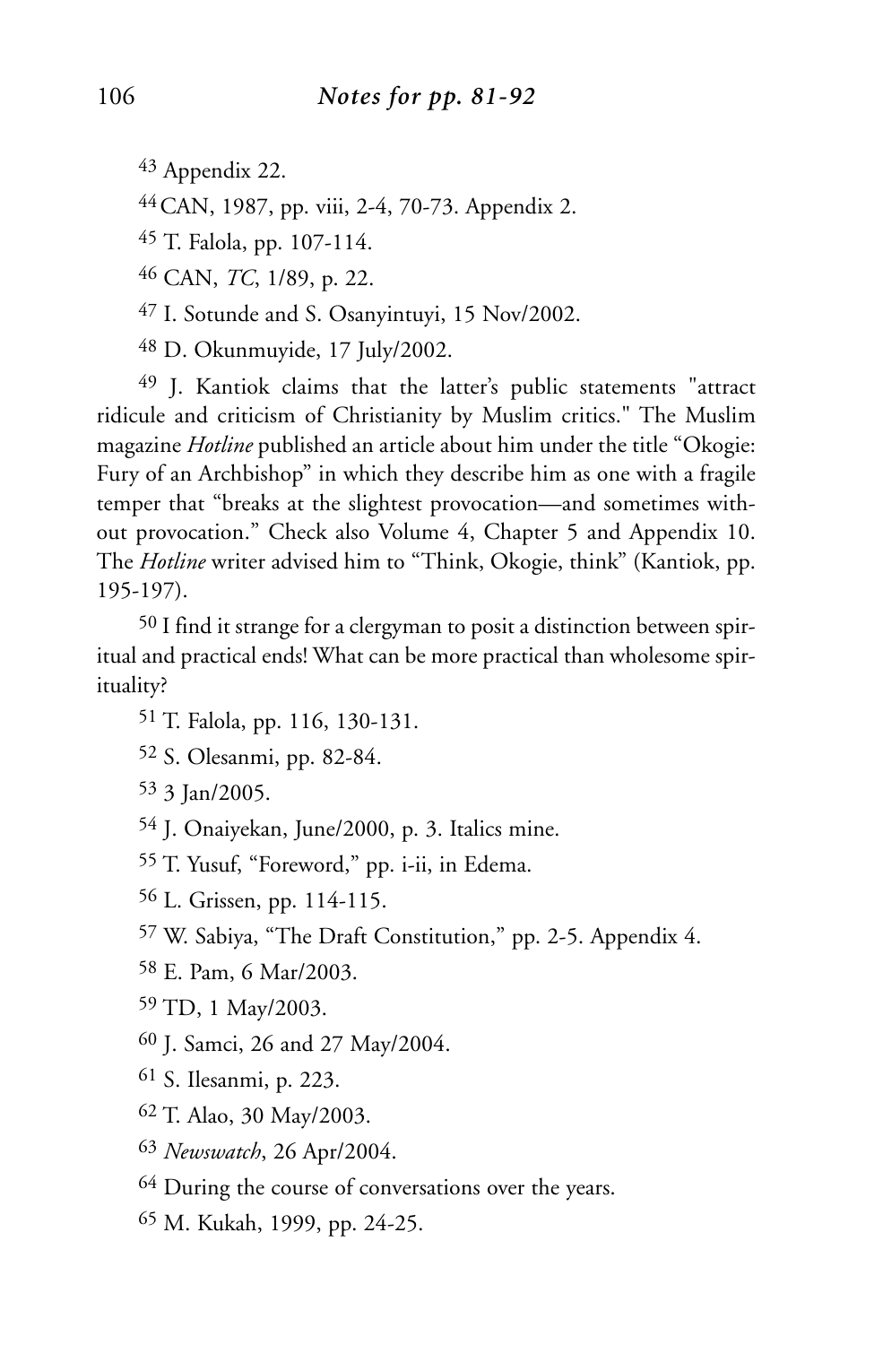## Notes for pp. 81-92

[43] Appendix 22.

[44] CAN, 1987, pp. viii, 2-4, 70-73. Appendix 2.

[45] T. Falola, pp. 107-114.

[46] CAN, *TC*, 1/89, p. 22.

[47] I. Sotunde and S. Osanyintuyi, 15 Nov/2002.

[48] D. Okunmuyide, 17 July/2002.

[49] J. Kantiok claims that the latter's public statements "attract ridicule and criticism of Christianity by Muslim critics." The Muslim magazine *Hotline* published an article about him under the title "Okogie: Fury of an Archbishop" in which they describe him as one with a fragile temper that "breaks at the slightest provocation—and sometimes without provocation." Check also Volume 4, Chapter 5 and Appendix 10. The *Hotline* writer advised him to "Think, Okogie, think" (Kantiok, pp. 195-197).

[50] I find it strange for a clergyman to posit a distinction between spiritual and practical ends! What can be more practical than wholesome spirituality?

[51] T. Falola, pp. 116, 130-131.

[52] S. Olesanmi, pp. 82-84.

[53] 3 Jan/2005.

[54] J. Onaiyekan, June/2000, p. 3. Italics mine.

[55] T. Yusuf, "Foreword," pp. i-ii, in Edema.

[56] L. Grissen, pp. 114-115.

[57] W. Sabiya, "The Draft Constitution," pp. 2-5. Appendix 4.

[58] E. Pam, 6 Mar/2003.

[59] TD, 1 May/2003.

[60] J. Samci, 26 and 27 May/2004.

[61] S. Ilesanmi, p. 223.

[62] T. Alao, 30 May/2003.

[63] *Newswatch*, 26 Apr/2004.

[64] During the course of conversations over the years.

[65] M. Kukah, 1999, pp. 24-25.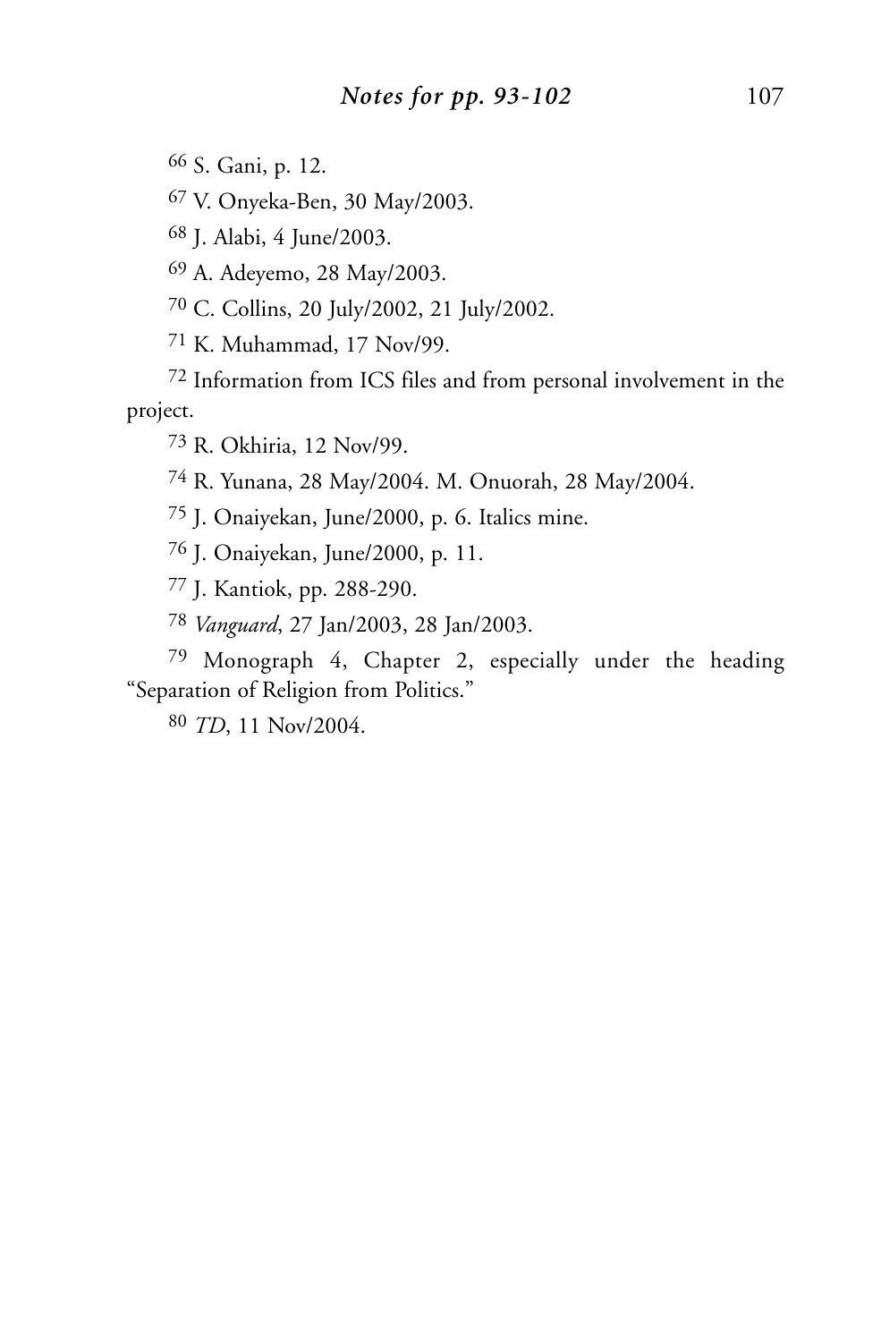[66] S. Gani, p. 12.

[67] V. Onyeka-Ben, 30 May/2003.

[68] J. Alabi, 4 June/2003.

[69] A. Adeyemo, 28 May/2003.

[70] C. Collins, 20 July/2002, 21 July/2002.

[71] K. Muhammad, 17 Nov/99.

[72] Information from ICS files and from personal involvement in the project.

[73] R. Okhiria, 12 Nov/99.

[74] R. Yunana, 28 May/2004. M. Onuorah, 28 May/2004.

[75] J. Onaiyekan, June/2000, p. 6. Italics mine.

[76] J. Onaiyekan, June/2000, p. 11.

[77] J. Kantiok, pp. 288-290.

[78] *Vanguard*, 27 Jan/2003, 28 Jan/2003.

[79] Monograph 4, Chapter 2, especially under the heading "Separation of Religion from Politics."

[80] *TD*, 11 Nov/2004.